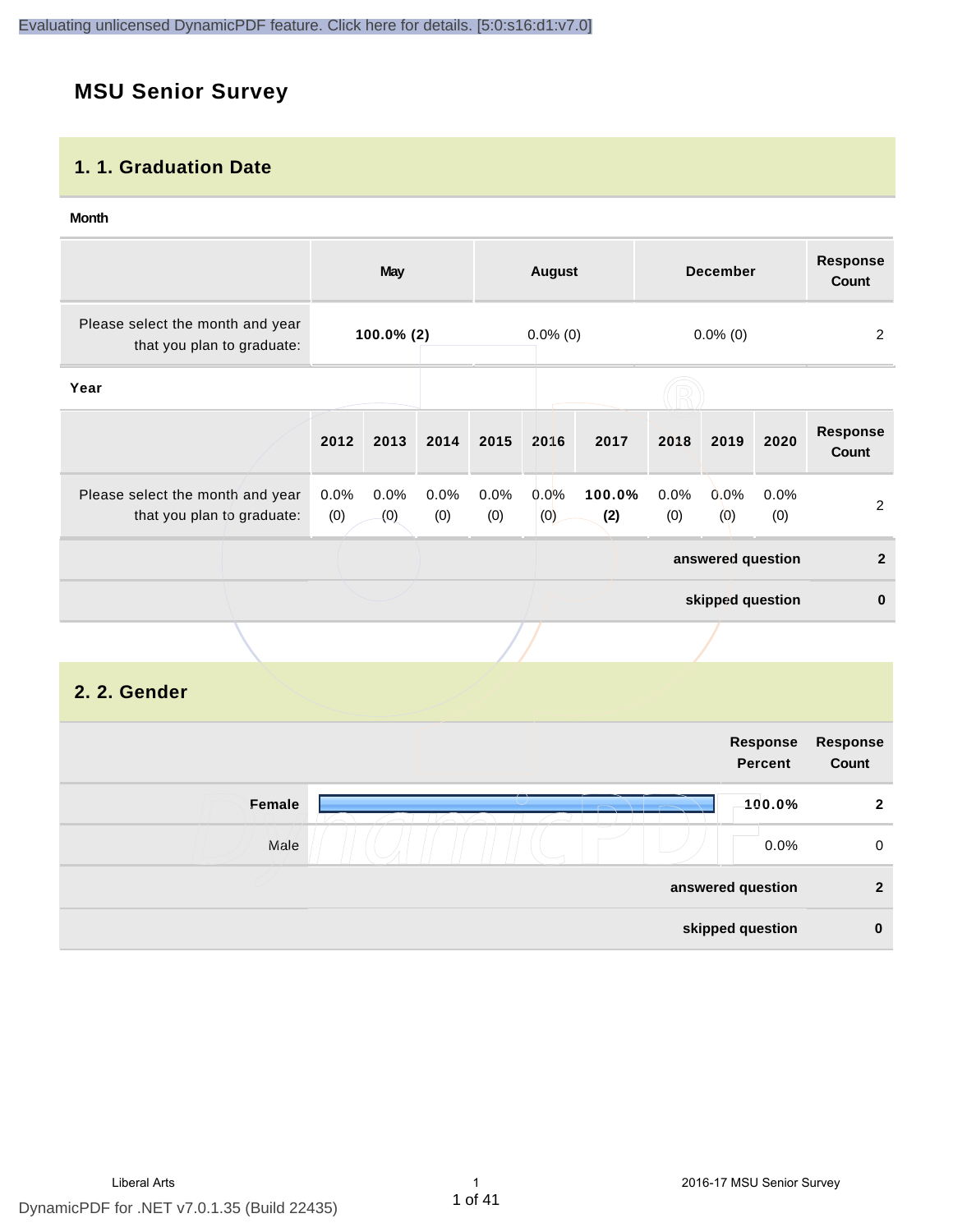# MSU Senior Survey

## 1. 1. Graduation Date

**Month**

| | May | August | December | Response Count |
|---|---|---|---|---|
| Please select the month and year that you plan to graduate: | **100.0% (2)** | 0.0% (0) | 0.0% (0) | 2 |

**Year**

| | 2012 | 2013 | 2014 | 2015 | 2016 | 2017 | 2018 | 2019 | 2020 | Response Count |
|---|---|---|---|---|---|---|---|---|---|---|
| Please select the month and year that you plan to graduate: | 0.0% (0) | 0.0% (0) | 0.0% (0) | 0.0% (0) | 0.0% (0) | **100.0% (2)** | 0.0% (0) | 0.0% (0) | 0.0% (0) | 2 |
| | | | | | | | | | **answered question** | **2** |
| | | | | | | | | | **skipped question** | **0** |

## 2. 2. Gender

| | Response Percent | Response Count |
|---|---|---|
| **Female** | **100.0%** | **2** |
| Male | 0.0% | 0 |
| | **answered question** | **2** |
| | **skipped question** | **0** |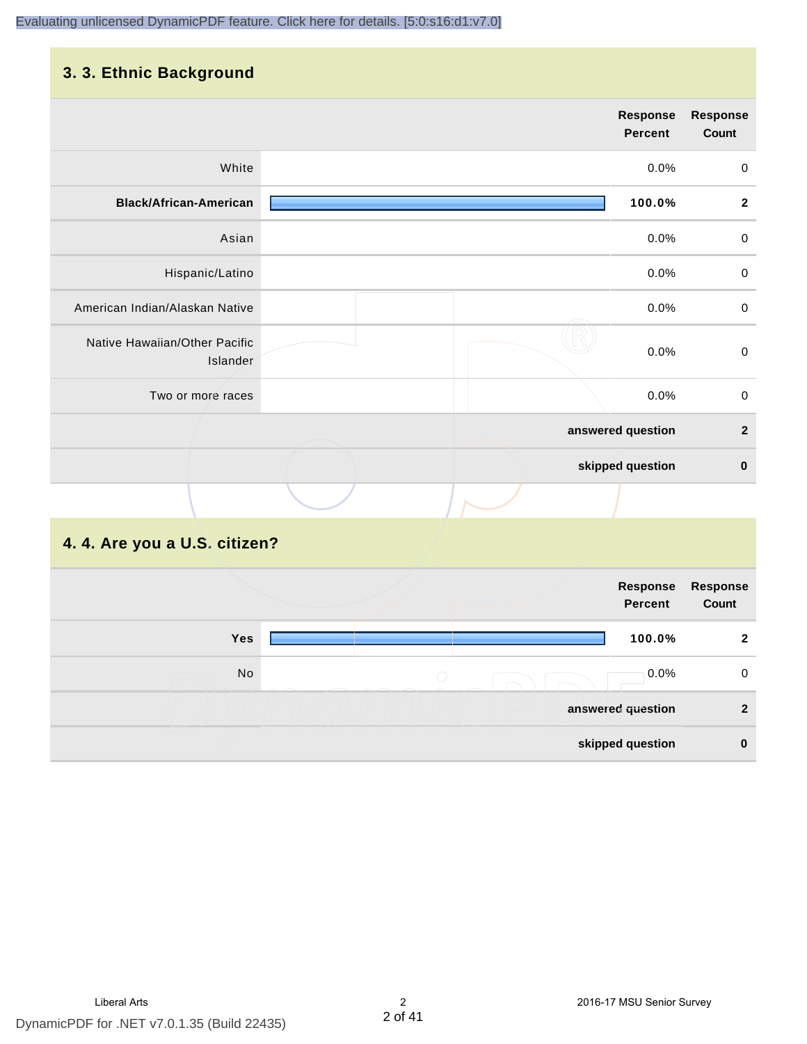## 3. 3. Ethnic Background

| | Response Percent | Response Count |
|---|---|---|
| White | 0.0% | 0 |
| **Black/African-American** | **100.0%** | **2** |
| Asian | 0.0% | 0 |
| Hispanic/Latino | 0.0% | 0 |
| American Indian/Alaskan Native | 0.0% | 0 |
| Native Hawaiian/Other Pacific Islander | 0.0% | 0 |
| Two or more races | 0.0% | 0 |
| | **answered question** | **2** |
| | **skipped question** | **0** |

## 4. 4. Are you a U.S. citizen?

| | Response Percent | Response Count |
|---|---|---|
| **Yes** | **100.0%** | **2** |
| No | 0.0% | 0 |
| | **answered question** | **2** |
| | **skipped question** | **0** |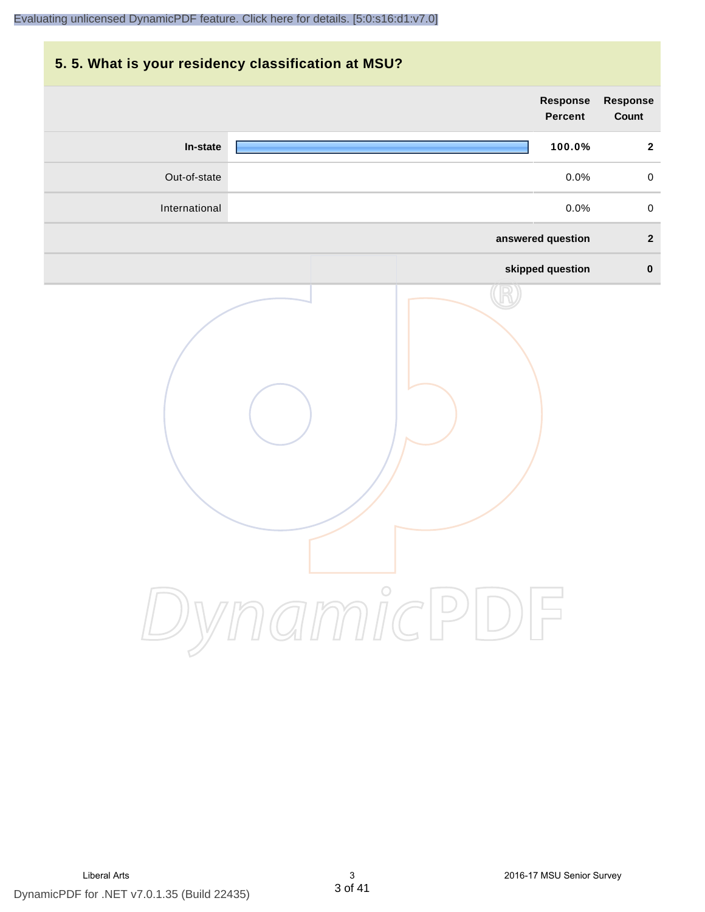## 5. 5. What is your residency classification at MSU?

| | Response Percent | Response Count |
|---|---|---|
| **In-state** | **100.0%** | **2** |
| Out-of-state | 0.0% | 0 |
| International | 0.0% | 0 |
| | **answered question** | **2** |
| | **skipped question** | **0** |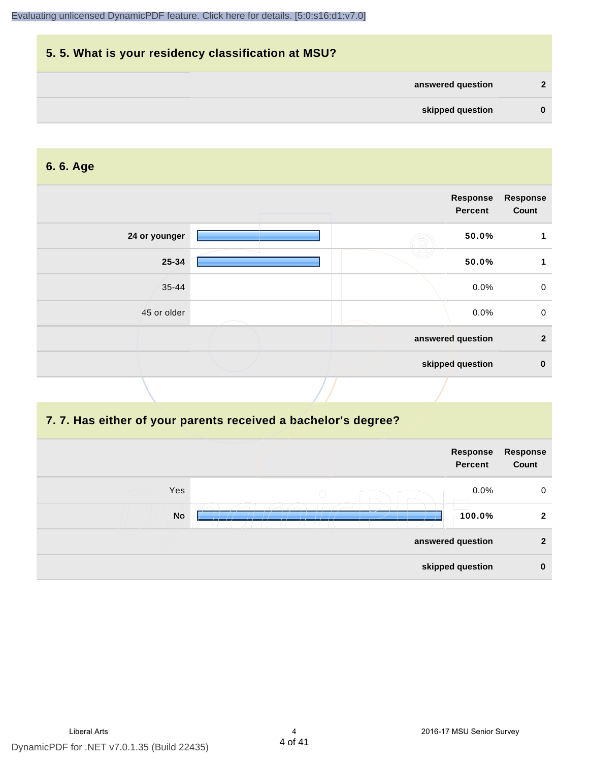## 5. 5. What is your residency classification at MSU?

| | |
|---|---|
| answered question | 2 |
| skipped question | 0 |

## 6. 6. Age

| | Response Percent | Response Count |
|---|---|---|
| 24 or younger | 50.0% | 1 |
| 25-34 | 50.0% | 1 |
| 35-44 | 0.0% | 0 |
| 45 or older | 0.0% | 0 |
| answered question | | 2 |
| skipped question | | 0 |

## 7. 7. Has either of your parents received a bachelor's degree?

| | Response Percent | Response Count |
|---|---|---|
| Yes | 0.0% | 0 |
| No | 100.0% | 2 |
| answered question | | 2 |
| skipped question | | 0 |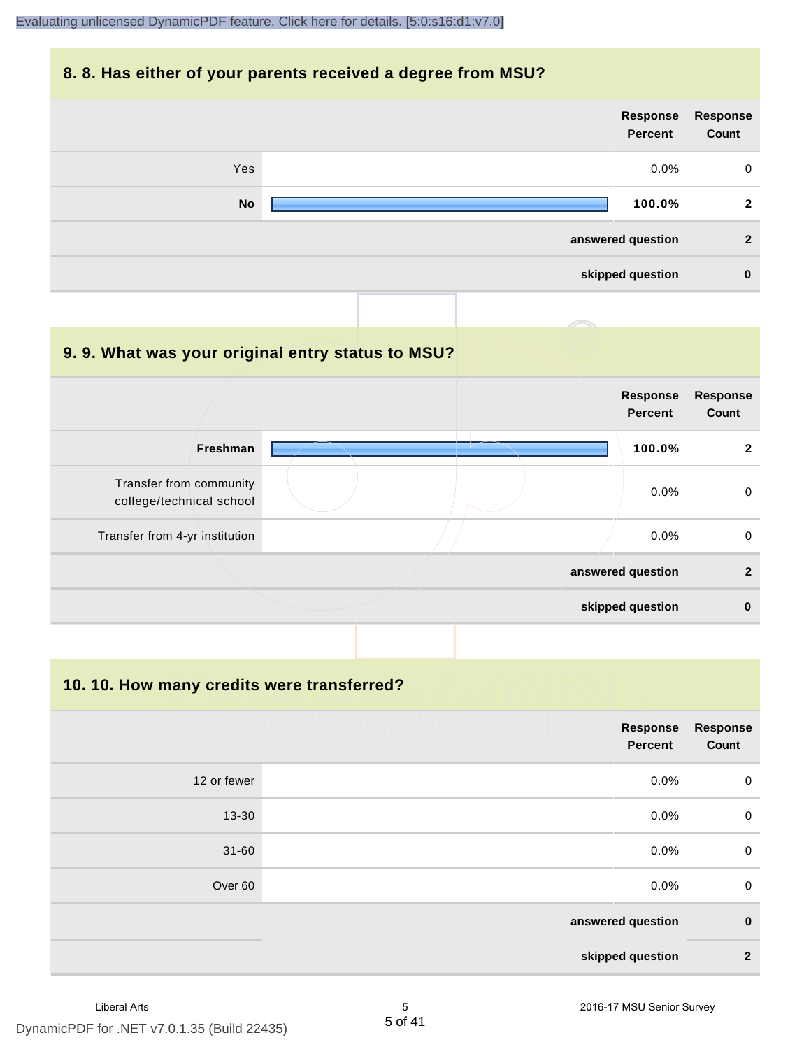## 8. 8. Has either of your parents received a degree from MSU?

| | Response Percent | Response Count |
|---|---|---|
| Yes | 0.0% | 0 |
| **No** | **100.0%** | **2** |
| **answered question** | | **2** |
| **skipped question** | | **0** |

## 9. 9. What was your original entry status to MSU?

| | Response Percent | Response Count |
|---|---|---|
| **Freshman** | **100.0%** | **2** |
| Transfer from community college/technical school | 0.0% | 0 |
| Transfer from 4-yr institution | 0.0% | 0 |
| **answered question** | | **2** |
| **skipped question** | | **0** |

## 10. 10. How many credits were transferred?

| | Response Percent | Response Count |
|---|---|---|
| 12 or fewer | 0.0% | 0 |
| 13-30 | 0.0% | 0 |
| 31-60 | 0.0% | 0 |
| Over 60 | 0.0% | 0 |
| **answered question** | | **0** |
| **skipped question** | | **2** |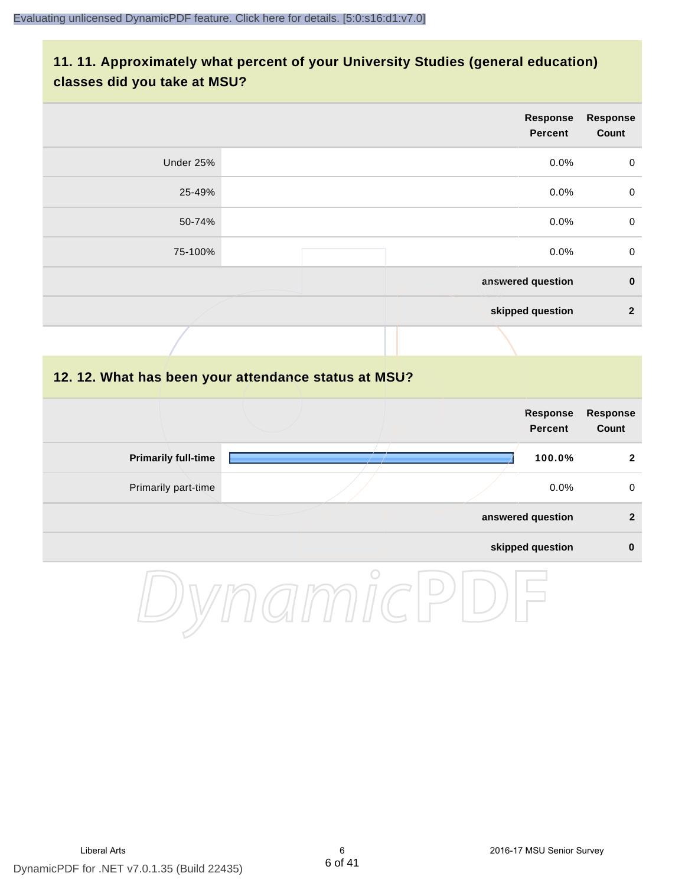## 11. 11. Approximately what percent of your University Studies (general education) classes did you take at MSU?

| | Response Percent | Response Count |
|---|---|---|
| Under 25% | 0.0% | 0 |
| 25-49% | 0.0% | 0 |
| 50-74% | 0.0% | 0 |
| 75-100% | 0.0% | 0 |
| | **answered question** | **0** |
| | **skipped question** | **2** |

## 12. 12. What has been your attendance status at MSU?

| | Response Percent | Response Count |
|---|---|---|
| **Primarily full-time** | **100.0%** | **2** |
| Primarily part-time | 0.0% | 0 |
| | **answered question** | **2** |
| | **skipped question** | **0** |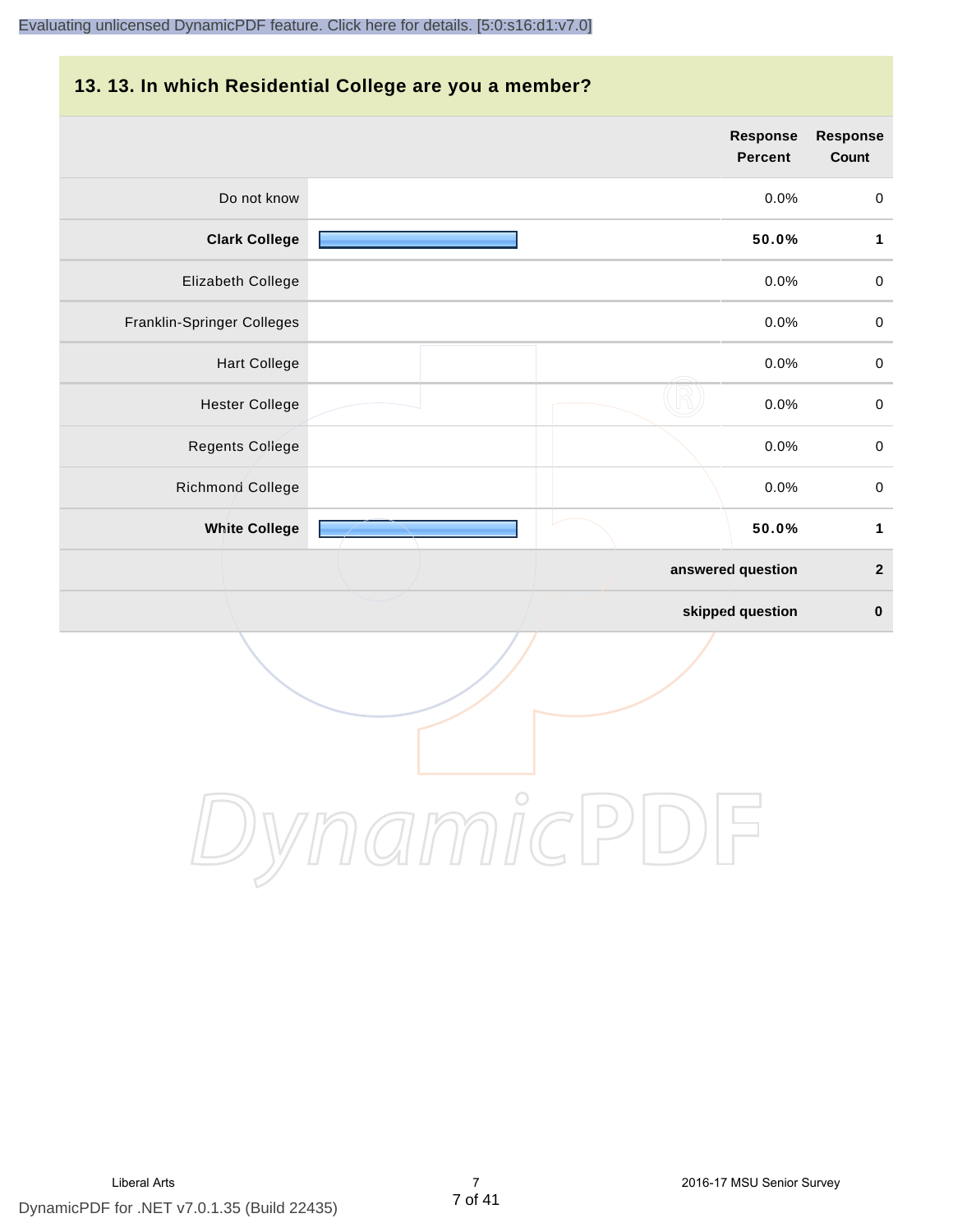## 13. 13. In which Residential College are you a member?

| | Response Percent | Response Count |
|---|---|---|
| Do not know | 0.0% | 0 |
| **Clark College** | **50.0%** | **1** |
| Elizabeth College | 0.0% | 0 |
| Franklin-Springer Colleges | 0.0% | 0 |
| Hart College | 0.0% | 0 |
| Hester College | 0.0% | 0 |
| Regents College | 0.0% | 0 |
| Richmond College | 0.0% | 0 |
| **White College** | **50.0%** | **1** |
| | **answered question** | **2** |
| | **skipped question** | **0** |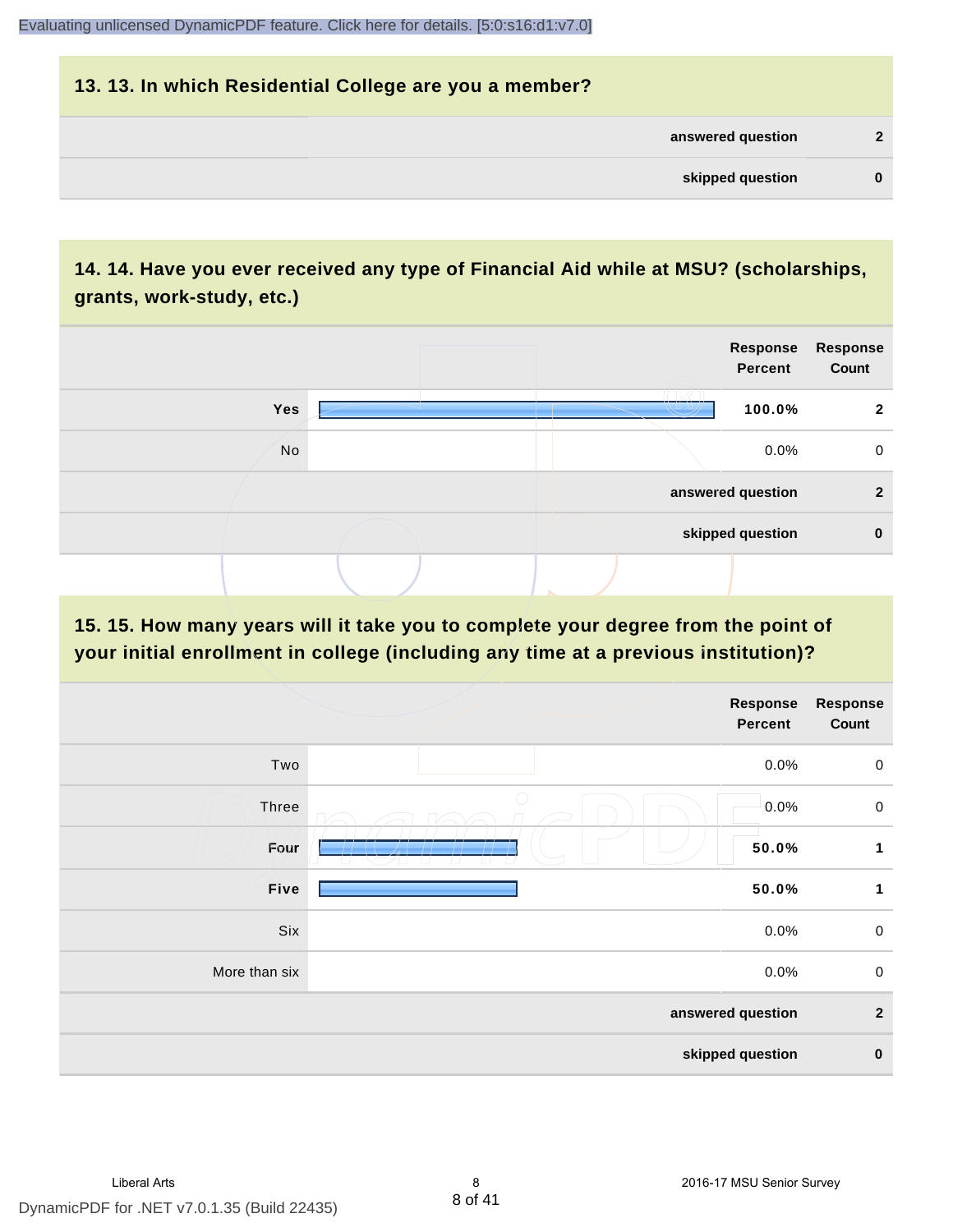## 13. 13. In which Residential College are you a member?

| | |
|---|---|
| answered question | 2 |
| skipped question | 0 |

## 14. 14. Have you ever received any type of Financial Aid while at MSU? (scholarships, grants, work-study, etc.)

| | Response Percent | Response Count |
|---|---|---|
| Yes | 100.0% | 2 |
| No | 0.0% | 0 |
| answered question | | 2 |
| skipped question | | 0 |

## 15. 15. How many years will it take you to complete your degree from the point of your initial enrollment in college (including any time at a previous institution)?

| | Response Percent | Response Count |
|---|---|---|
| Two | 0.0% | 0 |
| Three | 0.0% | 0 |
| Four | 50.0% | 1 |
| Five | 50.0% | 1 |
| Six | 0.0% | 0 |
| More than six | 0.0% | 0 |
| answered question | | 2 |
| skipped question | | 0 |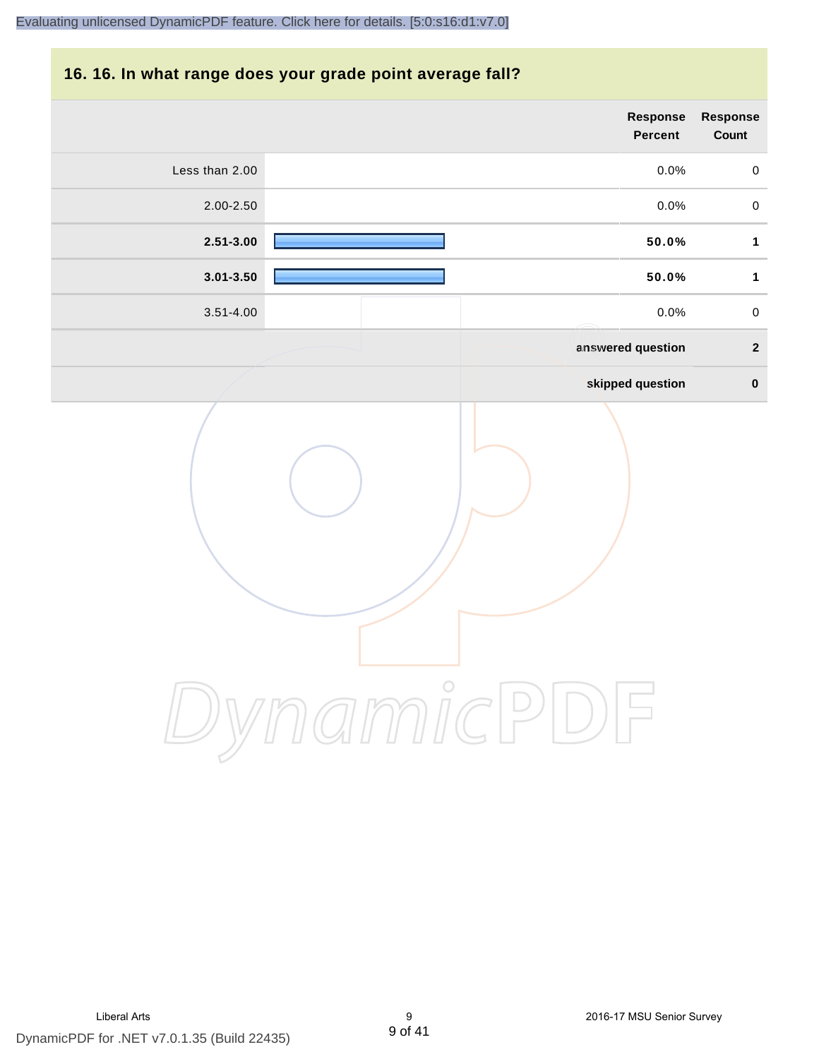## 16. 16. In what range does your grade point average fall?

| | Response Percent | Response Count |
|---|---|---|
| Less than 2.00 | 0.0% | 0 |
| 2.00-2.50 | 0.0% | 0 |
| **2.51-3.00** | **50.0%** | **1** |
| **3.01-3.50** | **50.0%** | **1** |
| 3.51-4.00 | 0.0% | 0 |
| | **answered question** | **2** |
| | **skipped question** | **0** |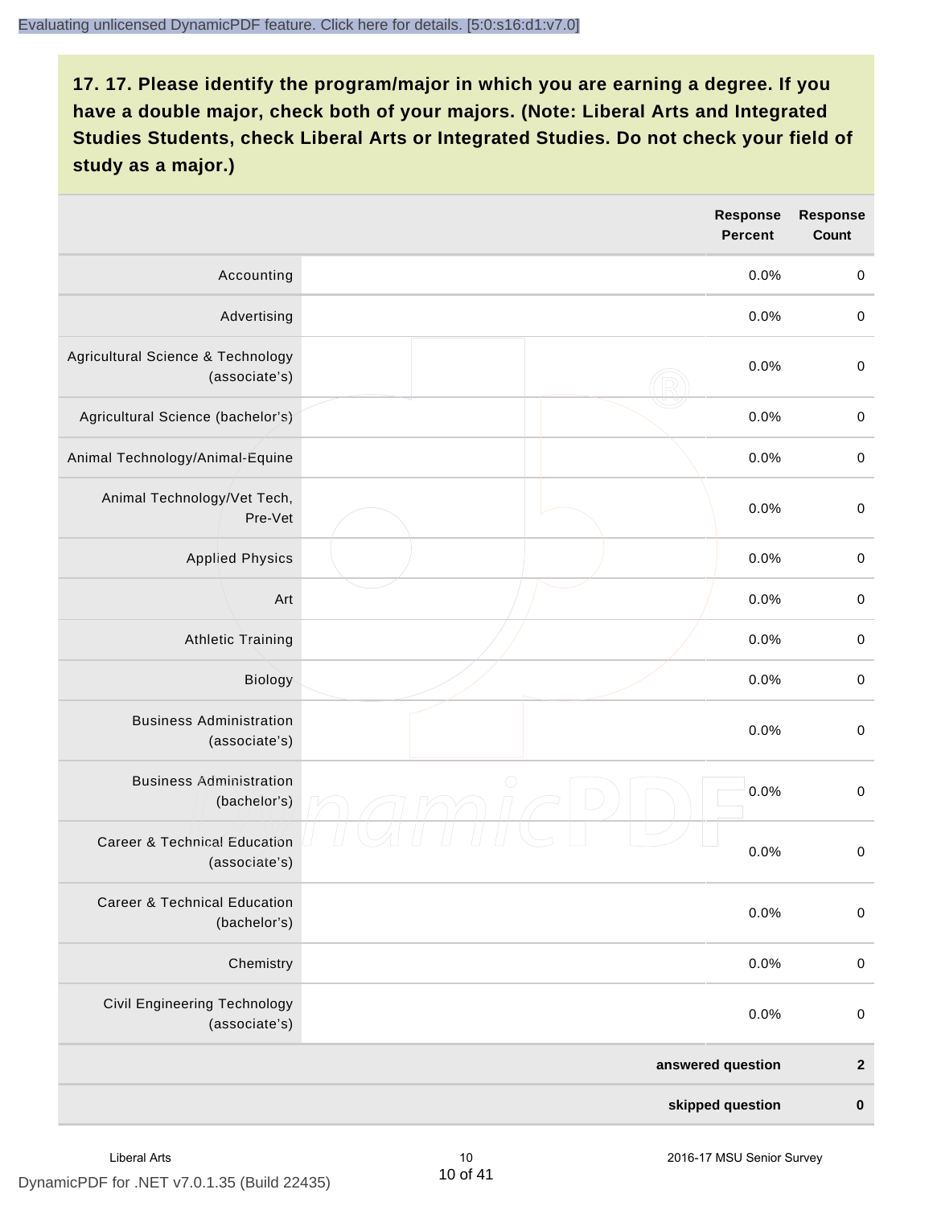## 17. 17. Please identify the program/major in which you are earning a degree. If you have a double major, check both of your majors. (Note: Liberal Arts and Integrated Studies Students, check Liberal Arts or Integrated Studies. Do not check your field of study as a major.)

| | | Response Percent | Response Count |
|---|---|---|---|
| Accounting | | 0.0% | 0 |
| Advertising | | 0.0% | 0 |
| Agricultural Science & Technology (associate's) | | 0.0% | 0 |
| Agricultural Science (bachelor's) | | 0.0% | 0 |
| Animal Technology/Animal-Equine | | 0.0% | 0 |
| Animal Technology/Vet Tech, Pre-Vet | | 0.0% | 0 |
| Applied Physics | | 0.0% | 0 |
| Art | | 0.0% | 0 |
| Athletic Training | | 0.0% | 0 |
| Biology | | 0.0% | 0 |
| Business Administration (associate's) | | 0.0% | 0 |
| Business Administration (bachelor's) | | 0.0% | 0 |
| Career & Technical Education (associate's) | | 0.0% | 0 |
| Career & Technical Education (bachelor's) | | 0.0% | 0 |
| Chemistry | | 0.0% | 0 |
| Civil Engineering Technology (associate's) | | 0.0% | 0 |
| | | **answered question** | **2** |
| | | **skipped question** | **0** |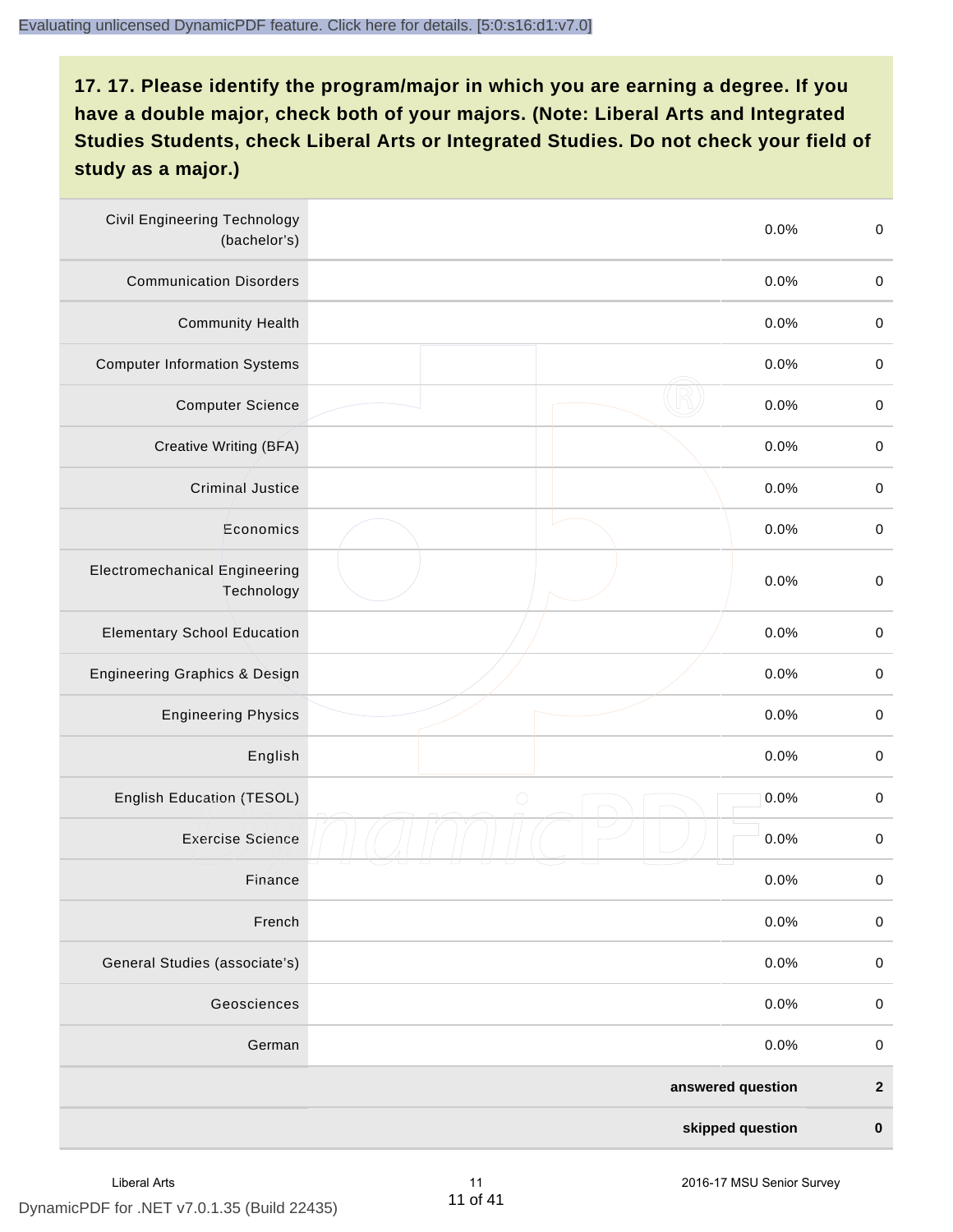## 17. 17. Please identify the program/major in which you are earning a degree. If you have a double major, check both of your majors. (Note: Liberal Arts and Integrated Studies Students, check Liberal Arts or Integrated Studies. Do not check your field of study as a major.)

| Option | | Percent | Count |
|---|---|---|---|
| Civil Engineering Technology (bachelor's) | | 0.0% | 0 |
| Communication Disorders | | 0.0% | 0 |
| Community Health | | 0.0% | 0 |
| Computer Information Systems | | 0.0% | 0 |
| Computer Science | | 0.0% | 0 |
| Creative Writing (BFA) | | 0.0% | 0 |
| Criminal Justice | | 0.0% | 0 |
| Economics | | 0.0% | 0 |
| Electromechanical Engineering Technology | | 0.0% | 0 |
| Elementary School Education | | 0.0% | 0 |
| Engineering Graphics & Design | | 0.0% | 0 |
| Engineering Physics | | 0.0% | 0 |
| English | | 0.0% | 0 |
| English Education (TESOL) | | 0.0% | 0 |
| Exercise Science | | 0.0% | 0 |
| Finance | | 0.0% | 0 |
| French | | 0.0% | 0 |
| General Studies (associate's) | | 0.0% | 0 |
| Geosciences | | 0.0% | 0 |
| German | | 0.0% | 0 |
| | | **answered question** | **2** |
| | | **skipped question** | **0** |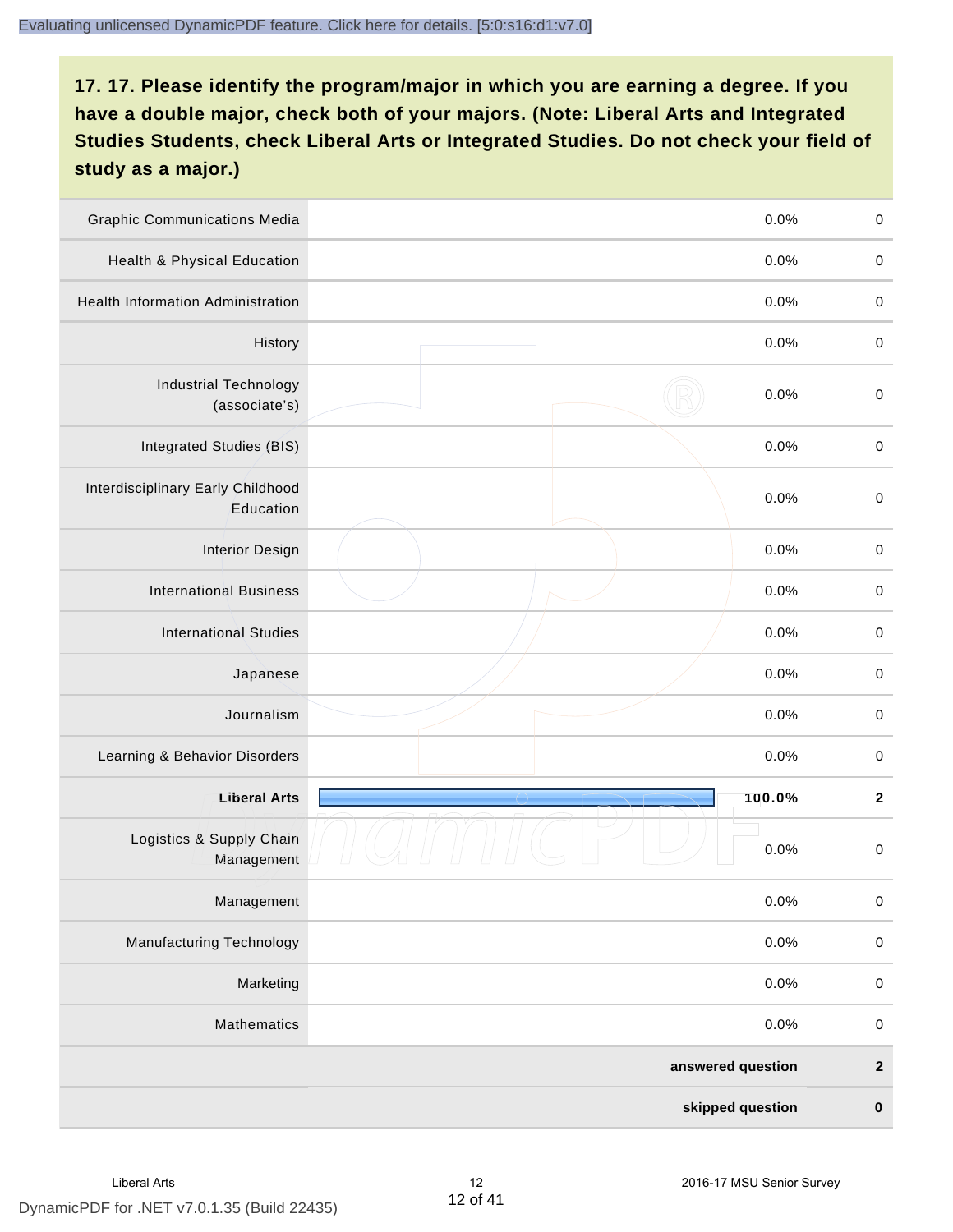**17. 17. Please identify the program/major in which you are earning a degree. If you have a double major, check both of your majors. (Note: Liberal Arts and Integrated Studies Students, check Liberal Arts or Integrated Studies. Do not check your field of study as a major.)**

| Program/Major | Percent | Count |
|---|---|---|
| Graphic Communications Media | 0.0% | 0 |
| Health & Physical Education | 0.0% | 0 |
| Health Information Administration | 0.0% | 0 |
| History | 0.0% | 0 |
| Industrial Technology (associate's) | 0.0% | 0 |
| Integrated Studies (BIS) | 0.0% | 0 |
| Interdisciplinary Early Childhood Education | 0.0% | 0 |
| Interior Design | 0.0% | 0 |
| International Business | 0.0% | 0 |
| International Studies | 0.0% | 0 |
| Japanese | 0.0% | 0 |
| Journalism | 0.0% | 0 |
| Learning & Behavior Disorders | 0.0% | 0 |
| **Liberal Arts** | **100.0%** | **2** |
| Logistics & Supply Chain Management | 0.0% | 0 |
| Management | 0.0% | 0 |
| Manufacturing Technology | 0.0% | 0 |
| Marketing | 0.0% | 0 |
| Mathematics | 0.0% | 0 |
| **answered question** | | **2** |
| **skipped question** | | **0** |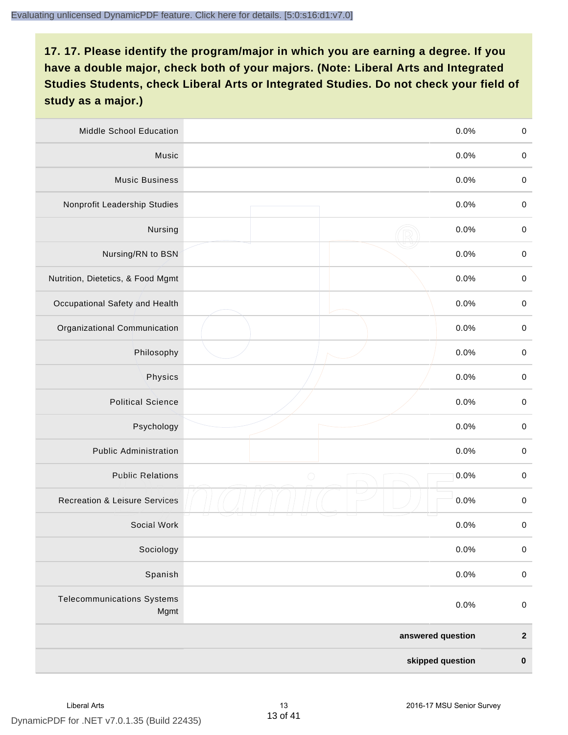## 17. 17. Please identify the program/major in which you are earning a degree. If you have a double major, check both of your majors. (Note: Liberal Arts and Integrated Studies Students, check Liberal Arts or Integrated Studies. Do not check your field of study as a major.)

| | | | |
|---|---|---|---|
| Middle School Education | | 0.0% | 0 |
| Music | | 0.0% | 0 |
| Music Business | | 0.0% | 0 |
| Nonprofit Leadership Studies | | 0.0% | 0 |
| Nursing | | 0.0% | 0 |
| Nursing/RN to BSN | | 0.0% | 0 |
| Nutrition, Dietetics, & Food Mgmt | | 0.0% | 0 |
| Occupational Safety and Health | | 0.0% | 0 |
| Organizational Communication | | 0.0% | 0 |
| Philosophy | | 0.0% | 0 |
| Physics | | 0.0% | 0 |
| Political Science | | 0.0% | 0 |
| Psychology | | 0.0% | 0 |
| Public Administration | | 0.0% | 0 |
| Public Relations | | 0.0% | 0 |
| Recreation & Leisure Services | | 0.0% | 0 |
| Social Work | | 0.0% | 0 |
| Sociology | | 0.0% | 0 |
| Spanish | | 0.0% | 0 |
| Telecommunications Systems Mgmt | | 0.0% | 0 |
| | | **answered question** | **2** |
| | | **skipped question** | **0** |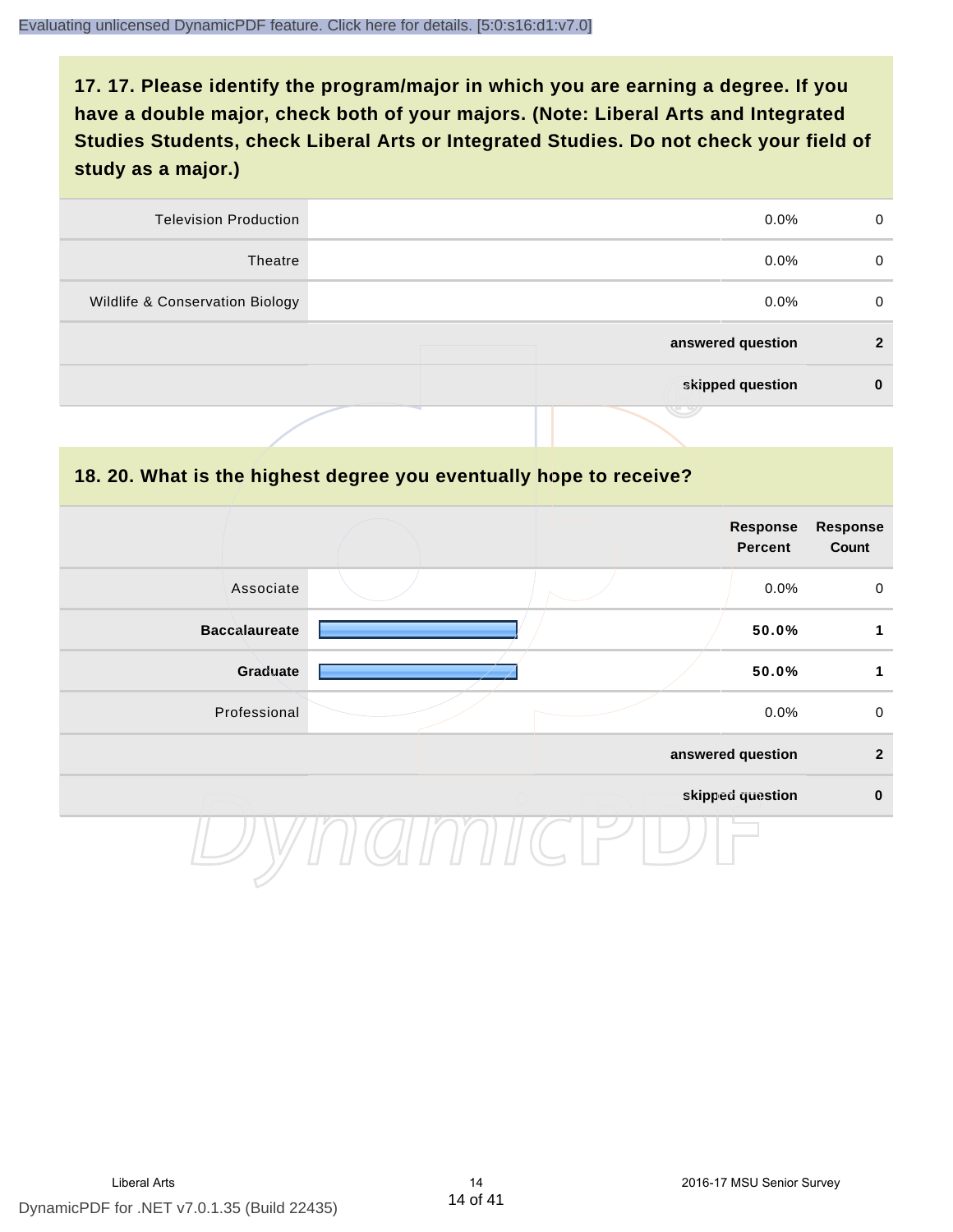## 17. 17. Please identify the program/major in which you are earning a degree. If you have a double major, check both of your majors. (Note: Liberal Arts and Integrated Studies Students, check Liberal Arts or Integrated Studies. Do not check your field of study as a major.)

| | | | |
|---|---|---|---|
| Television Production | | 0.0% | 0 |
| Theatre | | 0.0% | 0 |
| Wildlife & Conservation Biology | | 0.0% | 0 |
| | | **answered question** | **2** |
| | | **skipped question** | **0** |

## 18. 20. What is the highest degree you eventually hope to receive?

| | | Response Percent | Response Count |
|---|---|---|---|
| Associate | | 0.0% | 0 |
| **Baccalaureate** | | **50.0%** | **1** |
| **Graduate** | | **50.0%** | **1** |
| Professional | | 0.0% | 0 |
| | | **answered question** | **2** |
| | | **skipped question** | **0** |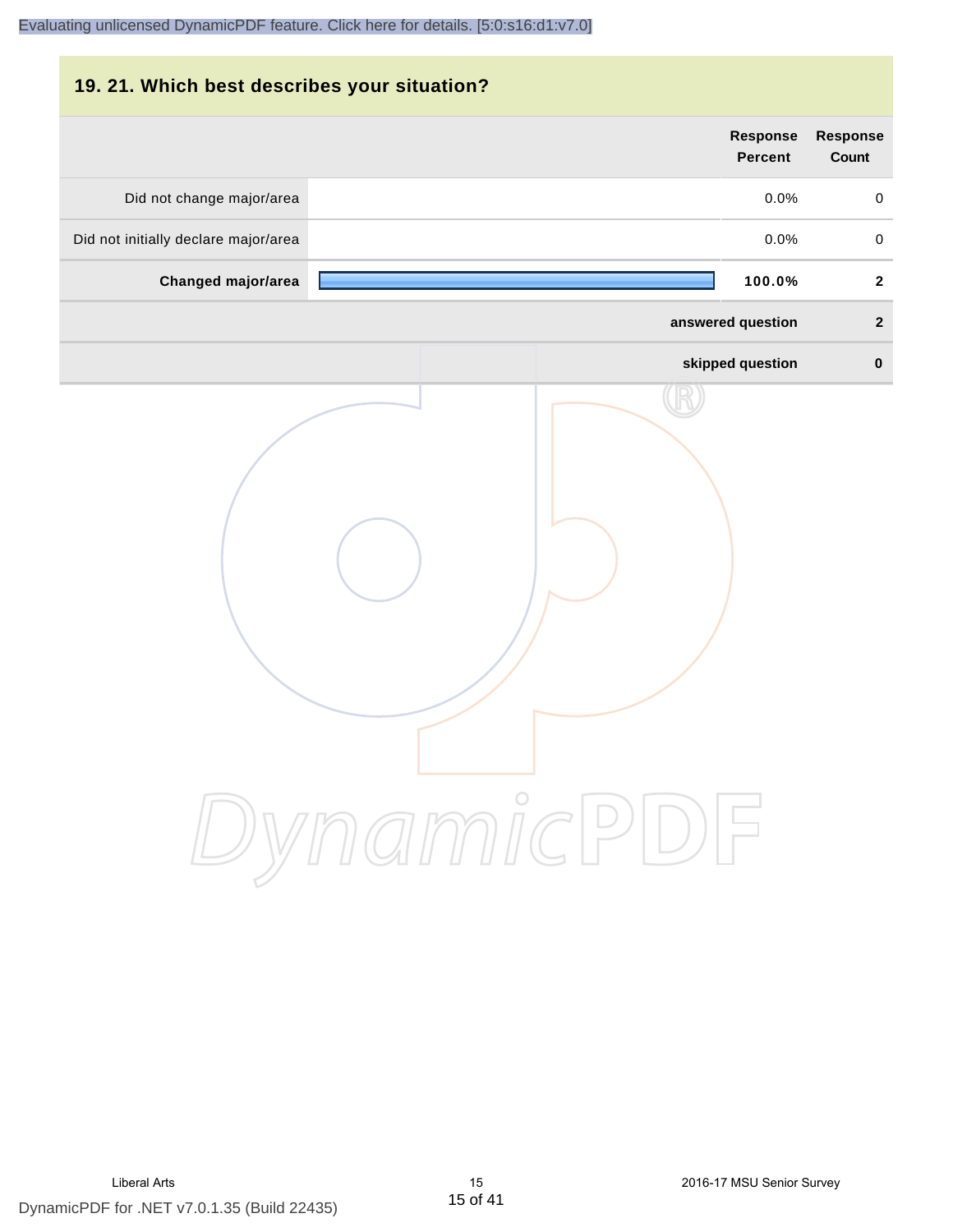## 19. 21. Which best describes your situation?

| | Response Percent | Response Count |
|---|---|---|
| Did not change major/area | 0.0% | 0 |
| Did not initially declare major/area | 0.0% | 0 |
| **Changed major/area** | **100.0%** | **2** |
| | **answered question** | **2** |
| | **skipped question** | **0** |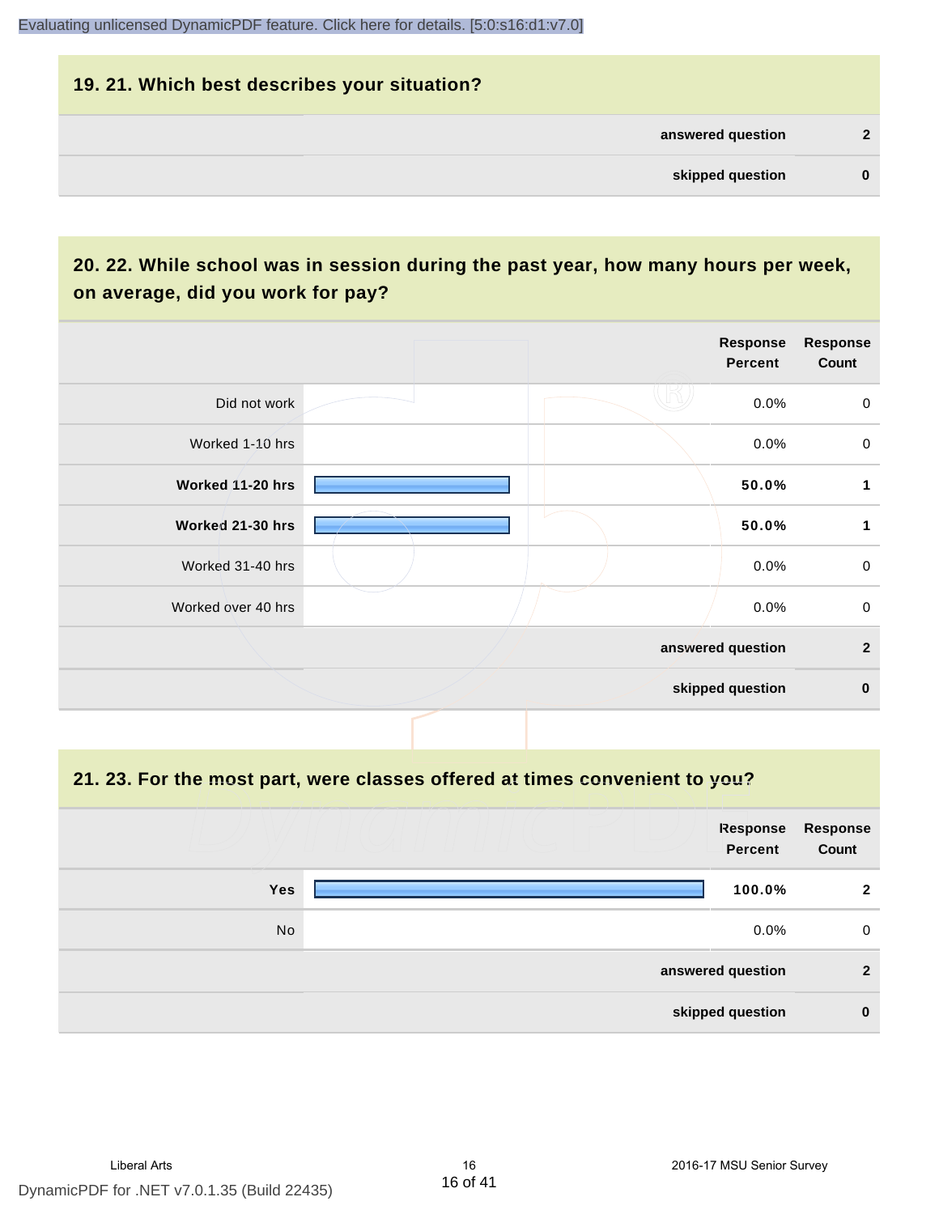## 19. 21. Which best describes your situation?

| | |
|---|---|
| answered question | 2 |
| skipped question | 0 |

## 20. 22. While school was in session during the past year, how many hours per week, on average, did you work for pay?

| | Response Percent | Response Count |
|---|---|---|
| Did not work | 0.0% | 0 |
| Worked 1-10 hrs | 0.0% | 0 |
| **Worked 11-20 hrs** | **50.0%** | **1** |
| **Worked 21-30 hrs** | **50.0%** | **1** |
| Worked 31-40 hrs | 0.0% | 0 |
| Worked over 40 hrs | 0.0% | 0 |
| answered question | | 2 |
| skipped question | | 0 |

## 21. 23. For the most part, were classes offered at times convenient to you?

| | Response Percent | Response Count |
|---|---|---|
| **Yes** | **100.0%** | **2** |
| No | 0.0% | 0 |
| answered question | | 2 |
| skipped question | | 0 |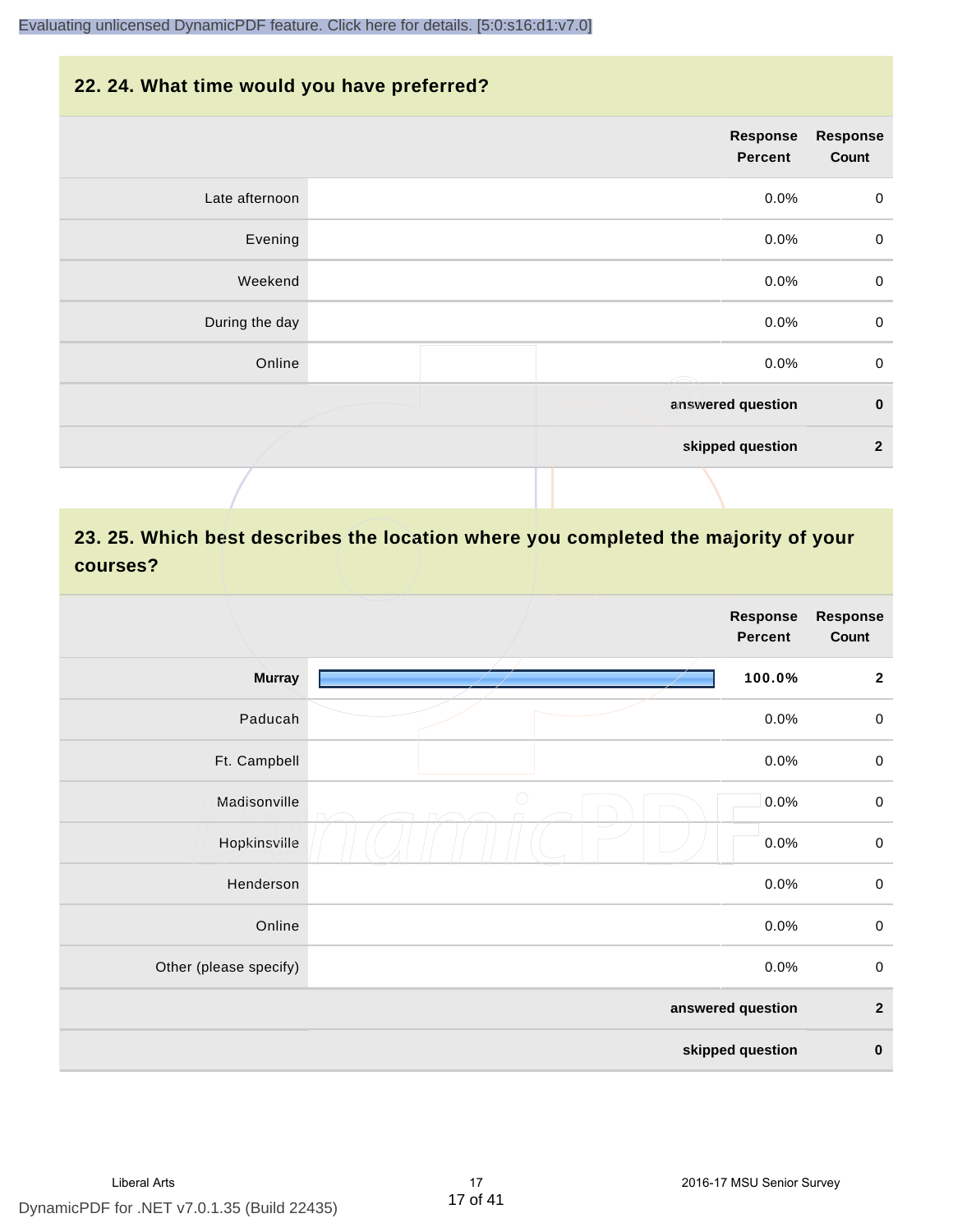## 22. 24. What time would you have preferred?

| | Response Percent | Response Count |
|---|---|---|
| Late afternoon | 0.0% | 0 |
| Evening | 0.0% | 0 |
| Weekend | 0.0% | 0 |
| During the day | 0.0% | 0 |
| Online | 0.0% | 0 |
| **answered question** | | **0** |
| **skipped question** | | **2** |

## 23. 25. Which best describes the location where you completed the majority of your courses?

| | Response Percent | Response Count |
|---|---|---|
| **Murray** | **100.0%** | **2** |
| Paducah | 0.0% | 0 |
| Ft. Campbell | 0.0% | 0 |
| Madisonville | 0.0% | 0 |
| Hopkinsville | 0.0% | 0 |
| Henderson | 0.0% | 0 |
| Online | 0.0% | 0 |
| Other (please specify) | 0.0% | 0 |
| **answered question** | | **2** |
| **skipped question** | | **0** |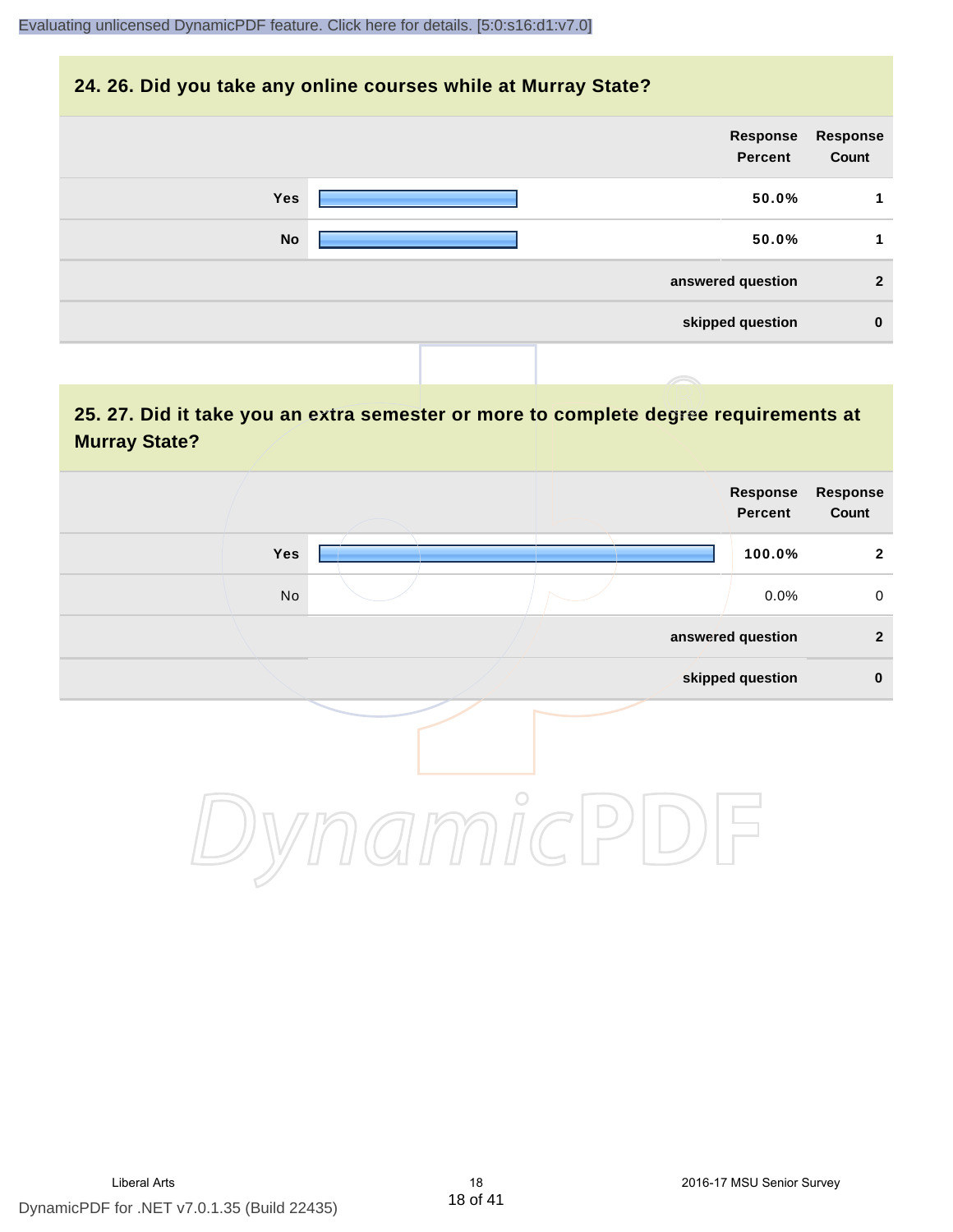## 24. 26. Did you take any online courses while at Murray State?

| | Response Percent | Response Count |
|---|---|---|
| Yes | 50.0% | 1 |
| No | 50.0% | 1 |
| answered question | | 2 |
| skipped question | | 0 |

## 25. 27. Did it take you an extra semester or more to complete degree requirements at Murray State?

| | Response Percent | Response Count |
|---|---|---|
| Yes | 100.0% | 2 |
| No | 0.0% | 0 |
| answered question | | 2 |
| skipped question | | 0 |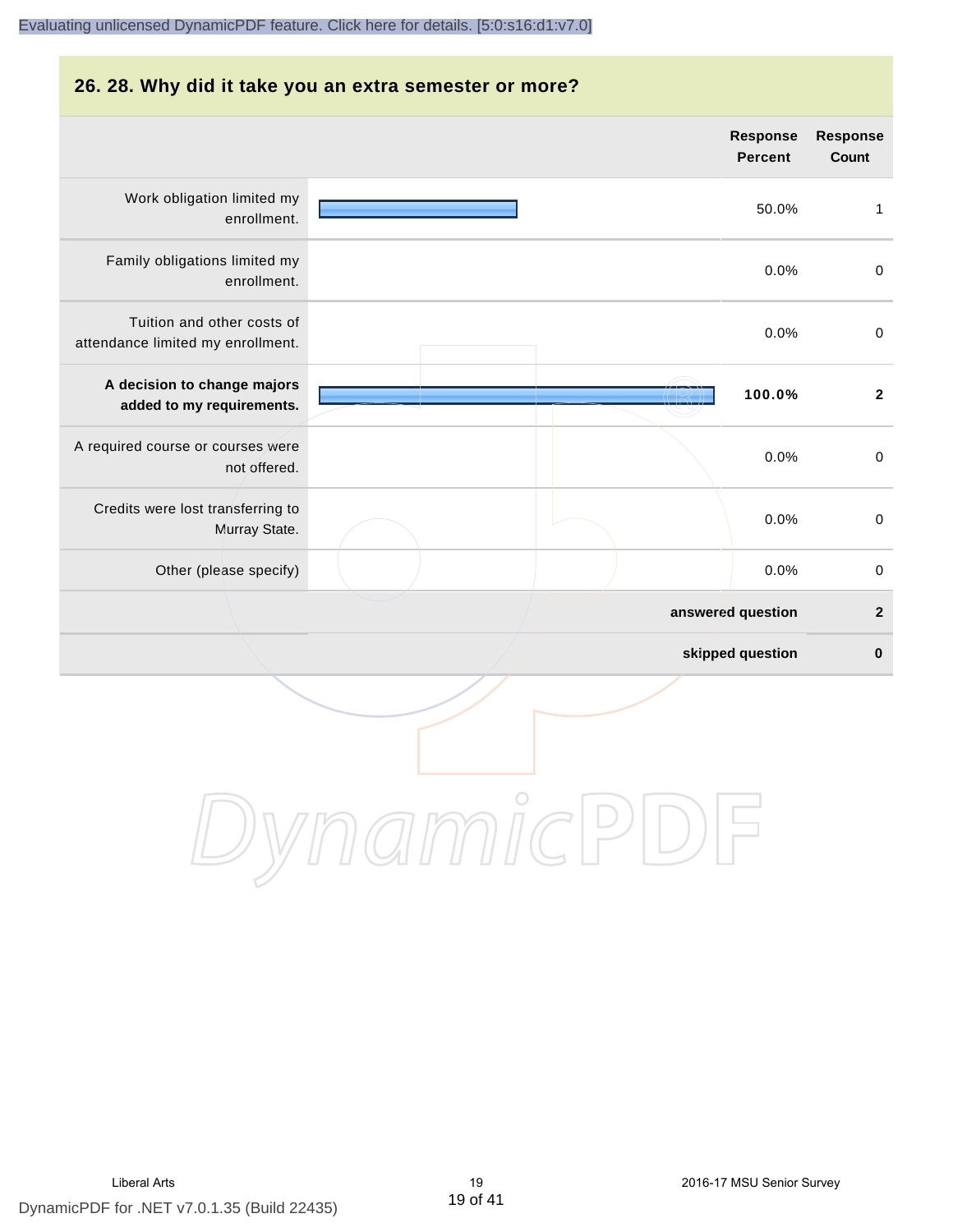## 26. 28. Why did it take you an extra semester or more?

| | Response Percent | Response Count |
|---|---|---|
| Work obligation limited my enrollment. | 50.0% | 1 |
| Family obligations limited my enrollment. | 0.0% | 0 |
| Tuition and other costs of attendance limited my enrollment. | 0.0% | 0 |
| **A decision to change majors added to my requirements.** | **100.0%** | **2** |
| A required course or courses were not offered. | 0.0% | 0 |
| Credits were lost transferring to Murray State. | 0.0% | 0 |
| Other (please specify) | 0.0% | 0 |
| | **answered question** | **2** |
| | **skipped question** | **0** |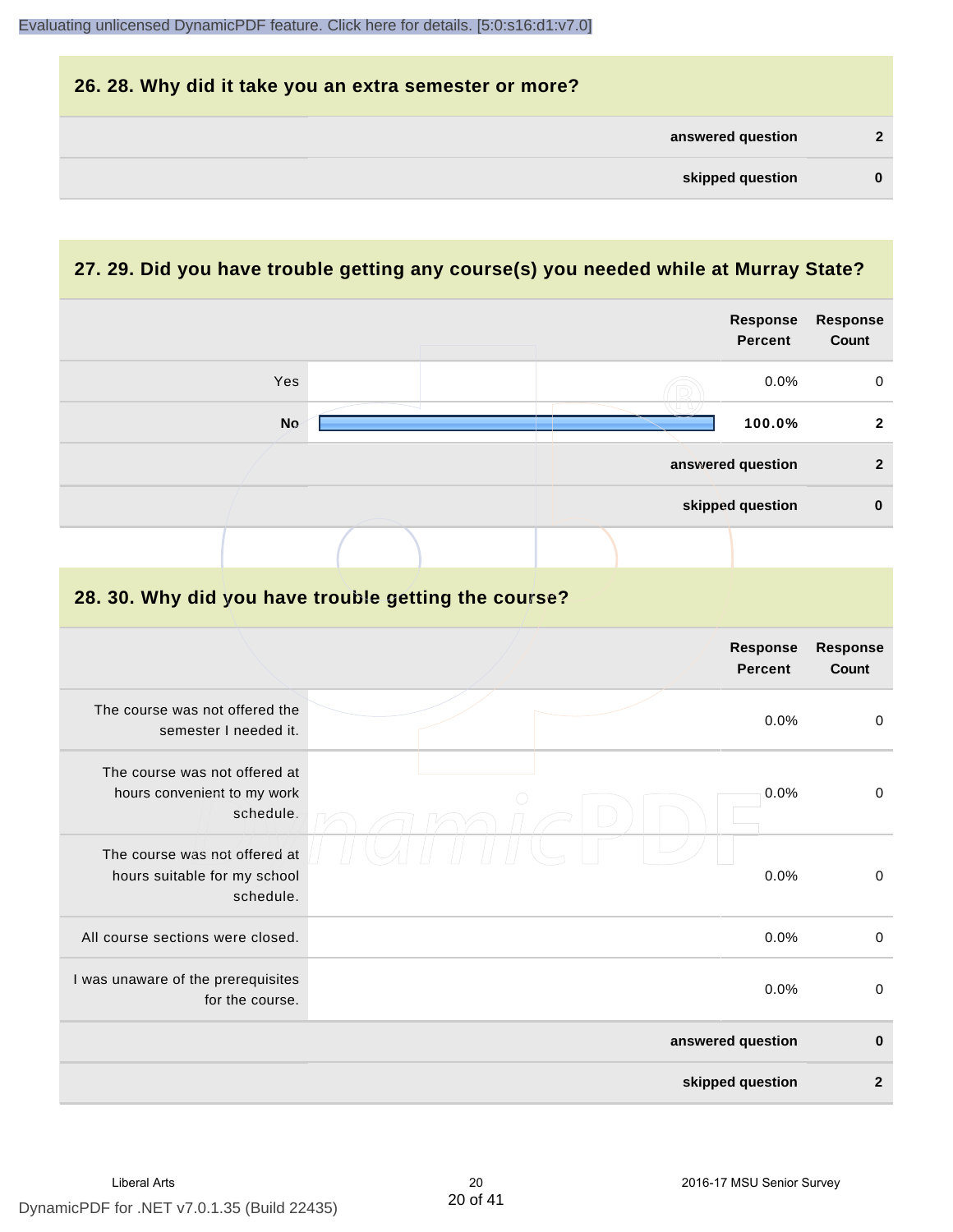## 26. 28. Why did it take you an extra semester or more?

| | |
|---|---|
| **answered question** | **2** |
| **skipped question** | **0** |

## 27. 29. Did you have trouble getting any course(s) you needed while at Murray State?

| | Response Percent | Response Count |
|---|---|---|
| Yes | 0.0% | 0 |
| No | 100.0% | 2 |
| **answered question** | | **2** |
| **skipped question** | | **0** |

## 28. 30. Why did you have trouble getting the course?

| | Response Percent | Response Count |
|---|---|---|
| The course was not offered the semester I needed it. | 0.0% | 0 |
| The course was not offered at hours convenient to my work schedule. | 0.0% | 0 |
| The course was not offered at hours suitable for my school schedule. | 0.0% | 0 |
| All course sections were closed. | 0.0% | 0 |
| I was unaware of the prerequisites for the course. | 0.0% | 0 |
| **answered question** | | **0** |
| **skipped question** | | **2** |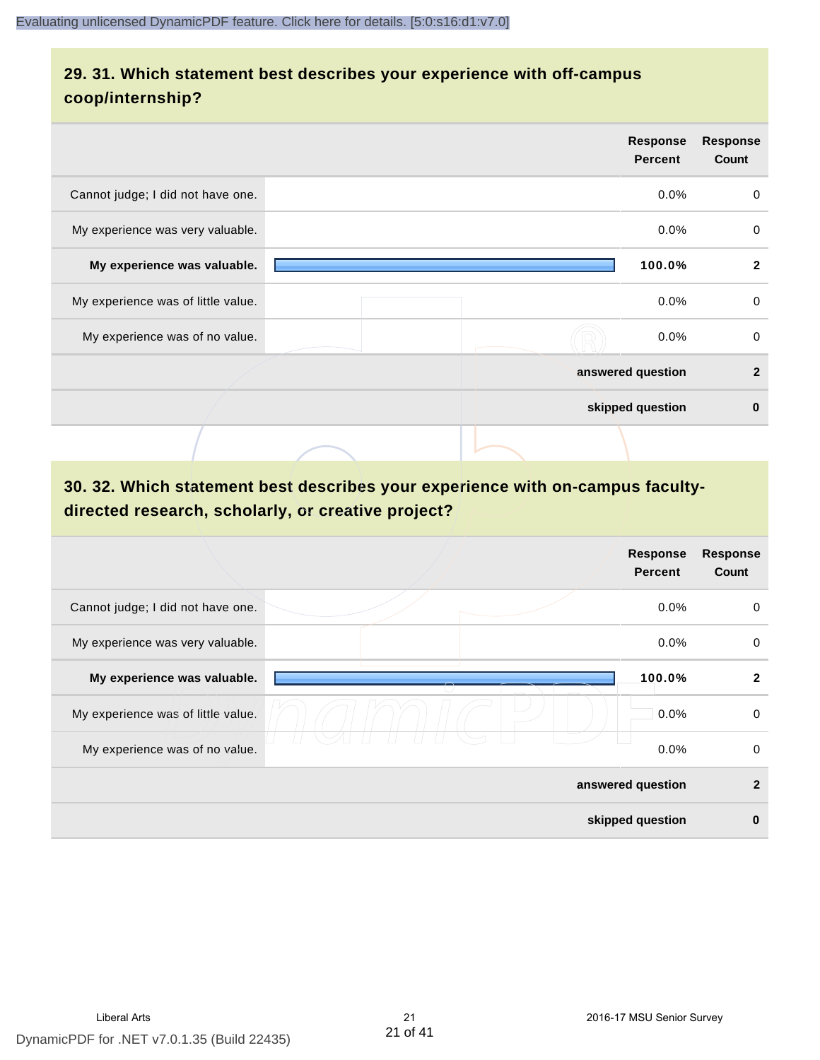## 29. 31. Which statement best describes your experience with off-campus coop/internship?

| | Response Percent | Response Count |
|---|---|---|
| Cannot judge; I did not have one. | 0.0% | 0 |
| My experience was very valuable. | 0.0% | 0 |
| **My experience was valuable.** | **100.0%** | **2** |
| My experience was of little value. | 0.0% | 0 |
| My experience was of no value. | 0.0% | 0 |
| | **answered question** | **2** |
| | **skipped question** | **0** |

## 30. 32. Which statement best describes your experience with on-campus faculty-directed research, scholarly, or creative project?

| | Response Percent | Response Count |
|---|---|---|
| Cannot judge; I did not have one. | 0.0% | 0 |
| My experience was very valuable. | 0.0% | 0 |
| **My experience was valuable.** | **100.0%** | **2** |
| My experience was of little value. | 0.0% | 0 |
| My experience was of no value. | 0.0% | 0 |
| | **answered question** | **2** |
| | **skipped question** | **0** |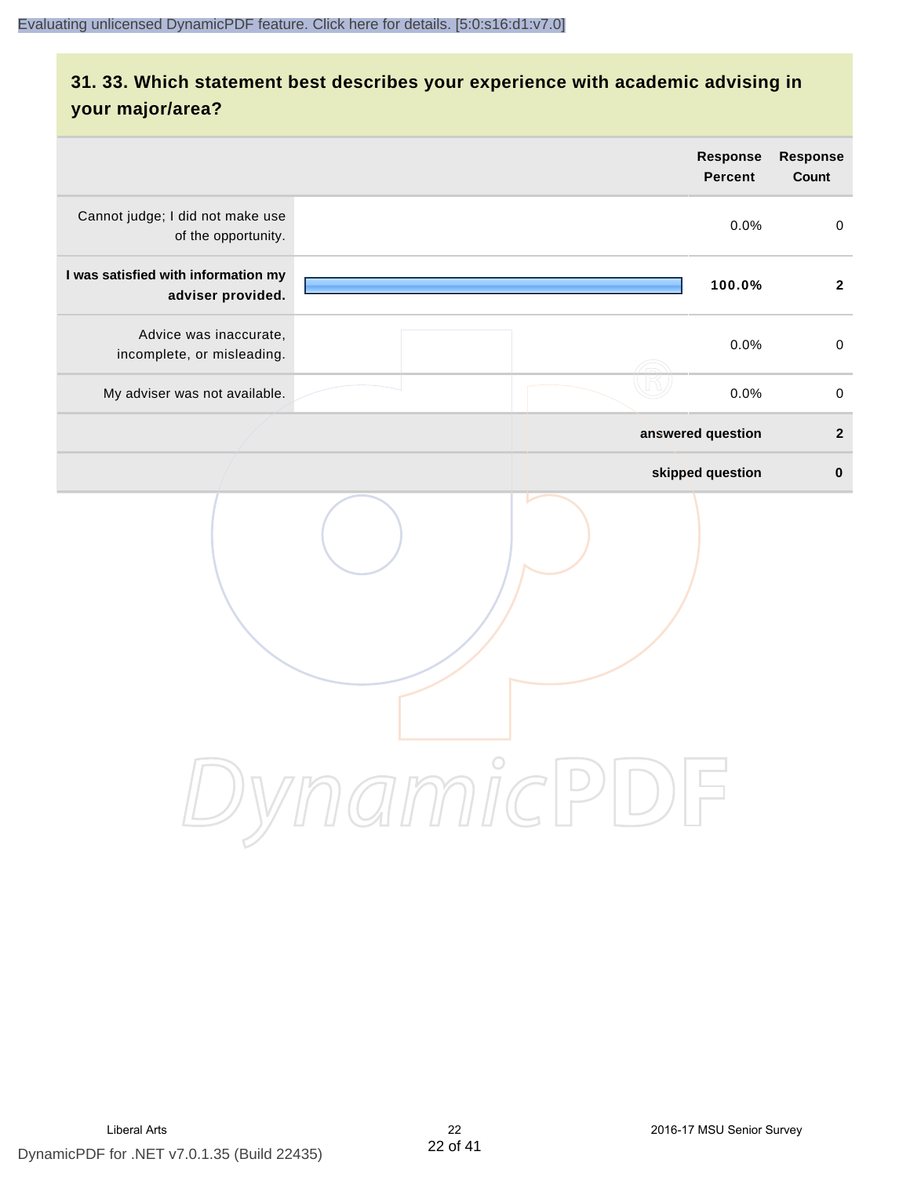## 31. 33. Which statement best describes your experience with academic advising in your major/area?

| | Response Percent | Response Count |
|---|---|---|
| Cannot judge; I did not make use of the opportunity. | 0.0% | 0 |
| **I was satisfied with information my adviser provided.** | **100.0%** | **2** |
| Advice was inaccurate, incomplete, or misleading. | 0.0% | 0 |
| My adviser was not available. | 0.0% | 0 |
| | **answered question** | **2** |
| | **skipped question** | **0** |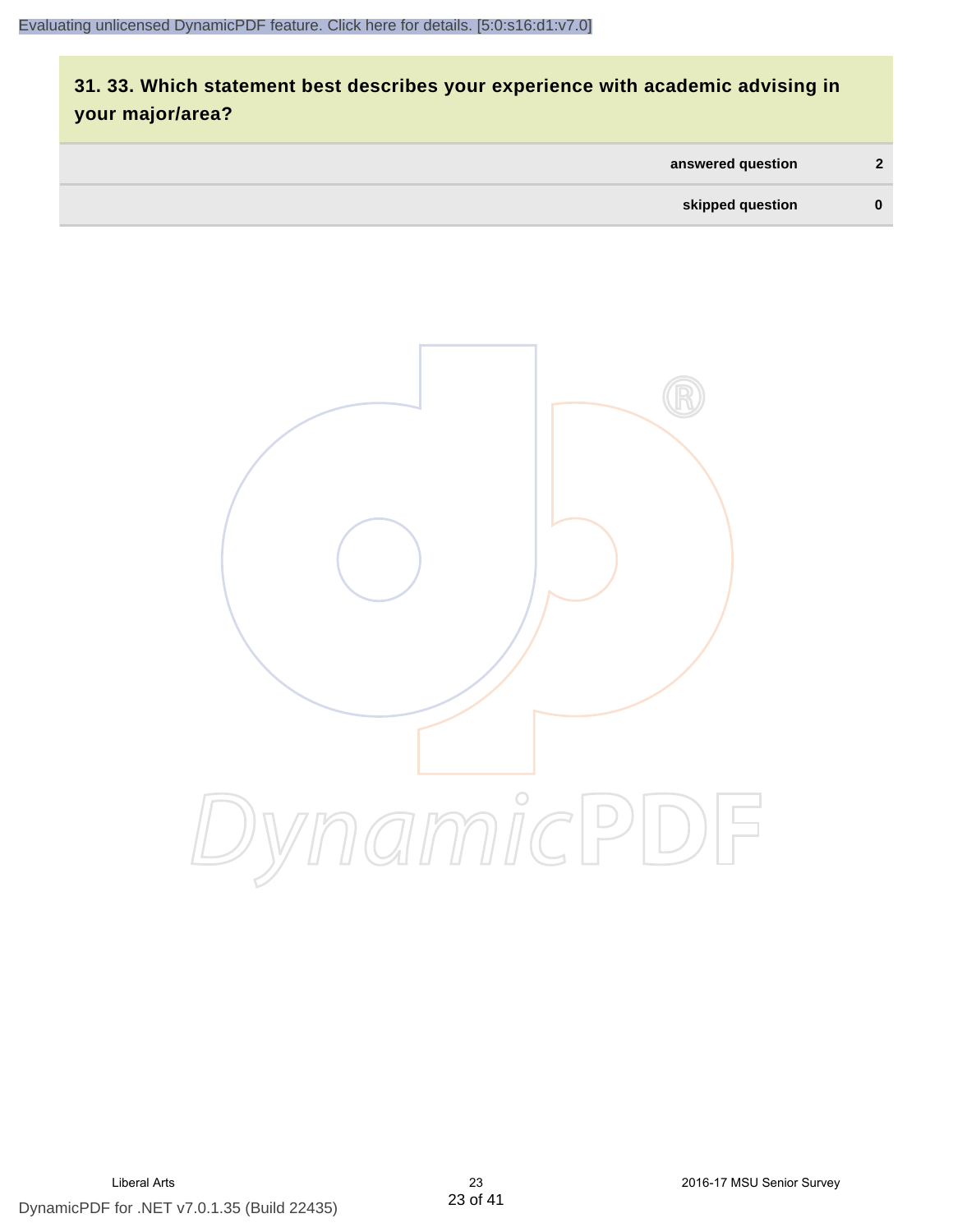## 31. 33. Which statement best describes your experience with academic advising in your major/area?

| | |
|---|---|
| answered question | 2 |
| skipped question | 0 |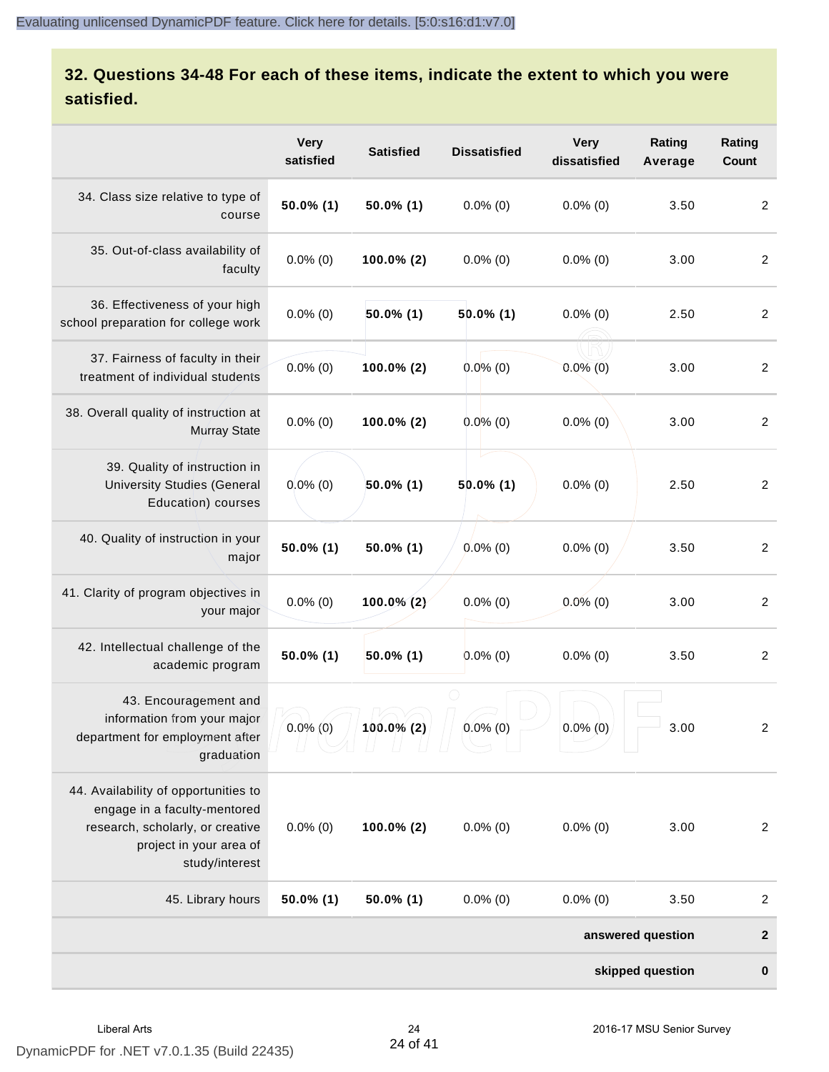## 32. Questions 34-48 For each of these items, indicate the extent to which you were satisfied.

| | Very satisfied | Satisfied | Dissatisfied | Very dissatisfied | Rating Average | Rating Count |
|---|---|---|---|---|---|---|
| 34. Class size relative to type of course | **50.0% (1)** | **50.0% (1)** | 0.0% (0) | 0.0% (0) | 3.50 | 2 |
| 35. Out-of-class availability of faculty | 0.0% (0) | **100.0% (2)** | 0.0% (0) | 0.0% (0) | 3.00 | 2 |
| 36. Effectiveness of your high school preparation for college work | 0.0% (0) | **50.0% (1)** | **50.0% (1)** | 0.0% (0) | 2.50 | 2 |
| 37. Fairness of faculty in their treatment of individual students | 0.0% (0) | **100.0% (2)** | 0.0% (0) | 0.0% (0) | 3.00 | 2 |
| 38. Overall quality of instruction at Murray State | 0.0% (0) | **100.0% (2)** | 0.0% (0) | 0.0% (0) | 3.00 | 2 |
| 39. Quality of instruction in University Studies (General Education) courses | 0.0% (0) | **50.0% (1)** | **50.0% (1)** | 0.0% (0) | 2.50 | 2 |
| 40. Quality of instruction in your major | **50.0% (1)** | **50.0% (1)** | 0.0% (0) | 0.0% (0) | 3.50 | 2 |
| 41. Clarity of program objectives in your major | 0.0% (0) | **100.0% (2)** | 0.0% (0) | 0.0% (0) | 3.00 | 2 |
| 42. Intellectual challenge of the academic program | **50.0% (1)** | **50.0% (1)** | 0.0% (0) | 0.0% (0) | 3.50 | 2 |
| 43. Encouragement and information from your major department for employment after graduation | 0.0% (0) | **100.0% (2)** | 0.0% (0) | 0.0% (0) | 3.00 | 2 |
| 44. Availability of opportunities to engage in a faculty-mentored research, scholarly, or creative project in your area of study/interest | 0.0% (0) | **100.0% (2)** | 0.0% (0) | 0.0% (0) | 3.00 | 2 |
| 45. Library hours | **50.0% (1)** | **50.0% (1)** | 0.0% (0) | 0.0% (0) | 3.50 | 2 |
| | | | | | **answered question** | **2** |
| | | | | | **skipped question** | **0** |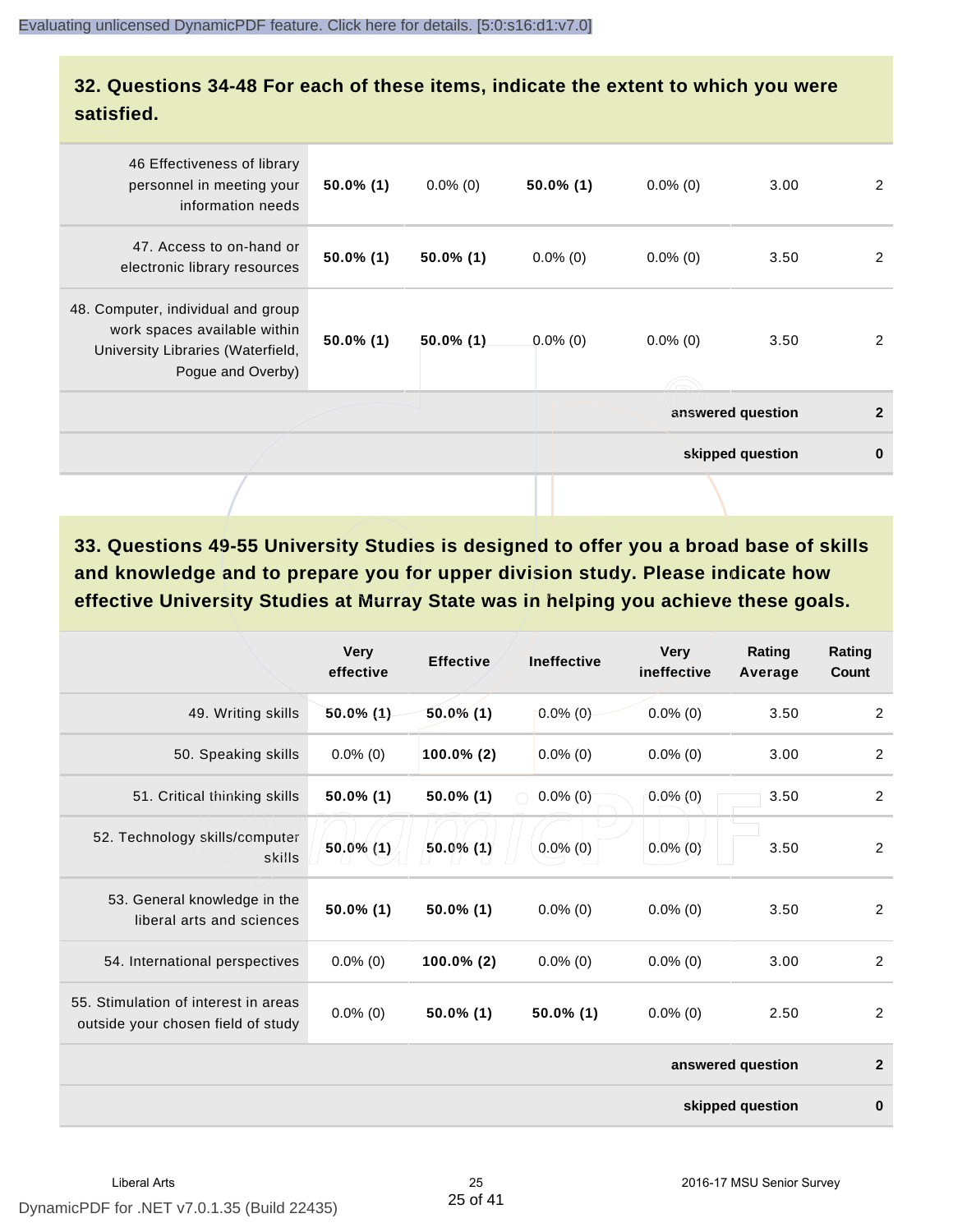## 32. Questions 34-48 For each of these items, indicate the extent to which you were satisfied.

| | | | | | | |
|---|---|---|---|---|---|---|
| 46 Effectiveness of library personnel in meeting your information needs | **50.0% (1)** | 0.0% (0) | **50.0% (1)** | 0.0% (0) | 3.00 | 2 |
| 47. Access to on-hand or electronic library resources | **50.0% (1)** | **50.0% (1)** | 0.0% (0) | 0.0% (0) | 3.50 | 2 |
| 48. Computer, individual and group work spaces available within University Libraries (Waterfield, Pogue and Overby) | **50.0% (1)** | **50.0% (1)** | 0.0% (0) | 0.0% (0) | 3.50 | 2 |
| | | | | | **answered question** | **2** |
| | | | | | **skipped question** | **0** |

## 33. Questions 49-55 University Studies is designed to offer you a broad base of skills and knowledge and to prepare you for upper division study. Please indicate how effective University Studies at Murray State was in helping you achieve these goals.

| | Very effective | Effective | Ineffective | Very ineffective | Rating Average | Rating Count |
|---|---|---|---|---|---|---|
| 49. Writing skills | **50.0% (1)** | **50.0% (1)** | 0.0% (0) | 0.0% (0) | 3.50 | 2 |
| 50. Speaking skills | 0.0% (0) | **100.0% (2)** | 0.0% (0) | 0.0% (0) | 3.00 | 2 |
| 51. Critical thinking skills | **50.0% (1)** | **50.0% (1)** | 0.0% (0) | 0.0% (0) | 3.50 | 2 |
| 52. Technology skills/computer skills | **50.0% (1)** | **50.0% (1)** | 0.0% (0) | 0.0% (0) | 3.50 | 2 |
| 53. General knowledge in the liberal arts and sciences | **50.0% (1)** | **50.0% (1)** | 0.0% (0) | 0.0% (0) | 3.50 | 2 |
| 54. International perspectives | 0.0% (0) | **100.0% (2)** | 0.0% (0) | 0.0% (0) | 3.00 | 2 |
| 55. Stimulation of interest in areas outside your chosen field of study | 0.0% (0) | **50.0% (1)** | **50.0% (1)** | 0.0% (0) | 2.50 | 2 |
| | | | | | **answered question** | **2** |
| | | | | | **skipped question** | **0** |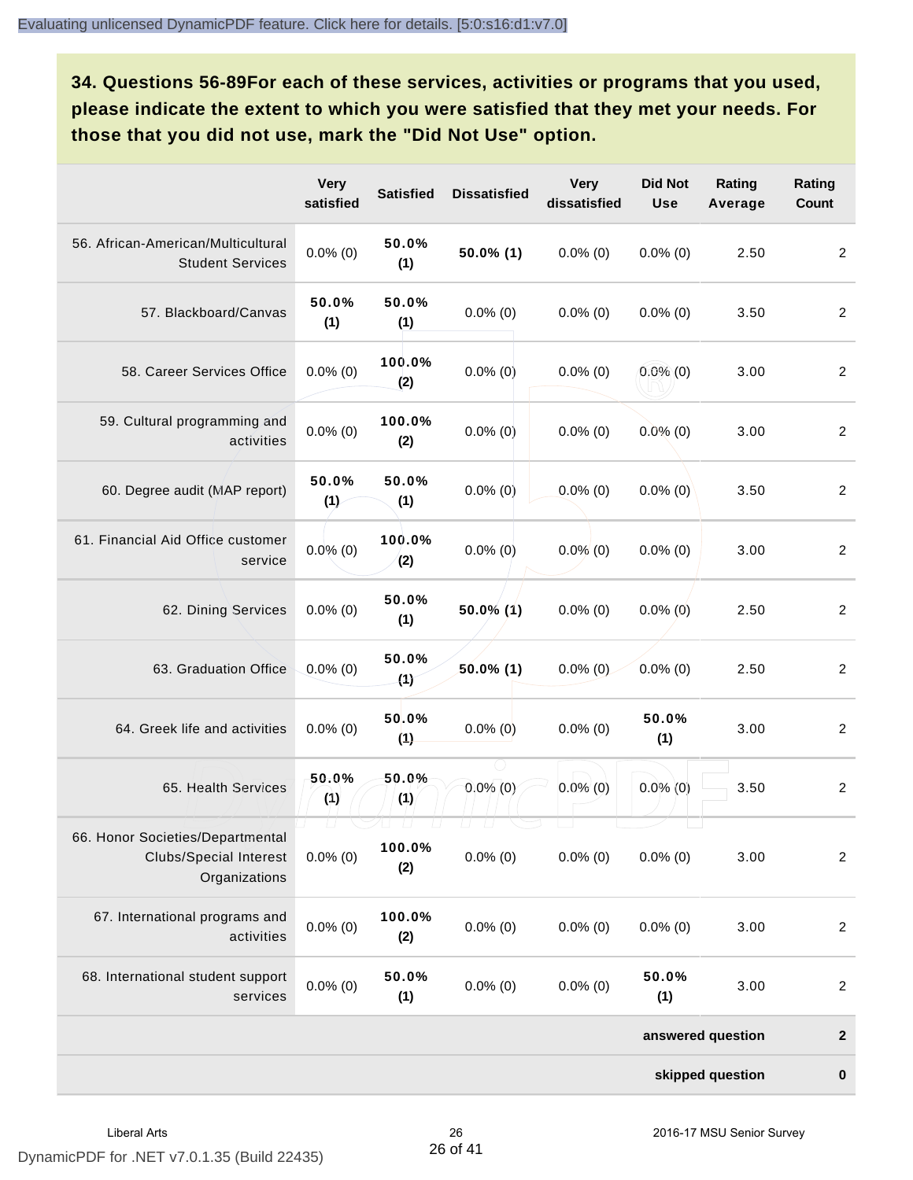## 34. Questions 56-89For each of these services, activities or programs that you used, please indicate the extent to which you were satisfied that they met your needs. For those that you did not use, mark the "Did Not Use" option.

| | Very satisfied | Satisfied | Dissatisfied | Very dissatisfied | Did Not Use | Rating Average | Rating Count |
|---|---|---|---|---|---|---|---|
| 56. African-American/Multicultural Student Services | 0.0% (0) | **50.0% (1)** | **50.0% (1)** | 0.0% (0) | 0.0% (0) | 2.50 | 2 |
| 57. Blackboard/Canvas | **50.0% (1)** | **50.0% (1)** | 0.0% (0) | 0.0% (0) | 0.0% (0) | 3.50 | 2 |
| 58. Career Services Office | 0.0% (0) | **100.0% (2)** | 0.0% (0) | 0.0% (0) | 0.0% (0) | 3.00 | 2 |
| 59. Cultural programming and activities | 0.0% (0) | **100.0% (2)** | 0.0% (0) | 0.0% (0) | 0.0% (0) | 3.00 | 2 |
| 60. Degree audit (MAP report) | **50.0% (1)** | **50.0% (1)** | 0.0% (0) | 0.0% (0) | 0.0% (0) | 3.50 | 2 |
| 61. Financial Aid Office customer service | 0.0% (0) | **100.0% (2)** | 0.0% (0) | 0.0% (0) | 0.0% (0) | 3.00 | 2 |
| 62. Dining Services | 0.0% (0) | **50.0% (1)** | **50.0% (1)** | 0.0% (0) | 0.0% (0) | 2.50 | 2 |
| 63. Graduation Office | 0.0% (0) | **50.0% (1)** | **50.0% (1)** | 0.0% (0) | 0.0% (0) | 2.50 | 2 |
| 64. Greek life and activities | 0.0% (0) | **50.0% (1)** | 0.0% (0) | 0.0% (0) | **50.0% (1)** | 3.00 | 2 |
| 65. Health Services | **50.0% (1)** | **50.0% (1)** | 0.0% (0) | 0.0% (0) | 0.0% (0) | 3.50 | 2 |
| 66. Honor Societies/Departmental Clubs/Special Interest Organizations | 0.0% (0) | **100.0% (2)** | 0.0% (0) | 0.0% (0) | 0.0% (0) | 3.00 | 2 |
| 67. International programs and activities | 0.0% (0) | **100.0% (2)** | 0.0% (0) | 0.0% (0) | 0.0% (0) | 3.00 | 2 |
| 68. International student support services | 0.0% (0) | **50.0% (1)** | 0.0% (0) | 0.0% (0) | **50.0% (1)** | 3.00 | 2 |
| | | | | | | **answered question** | **2** |
| | | | | | | **skipped question** | **0** |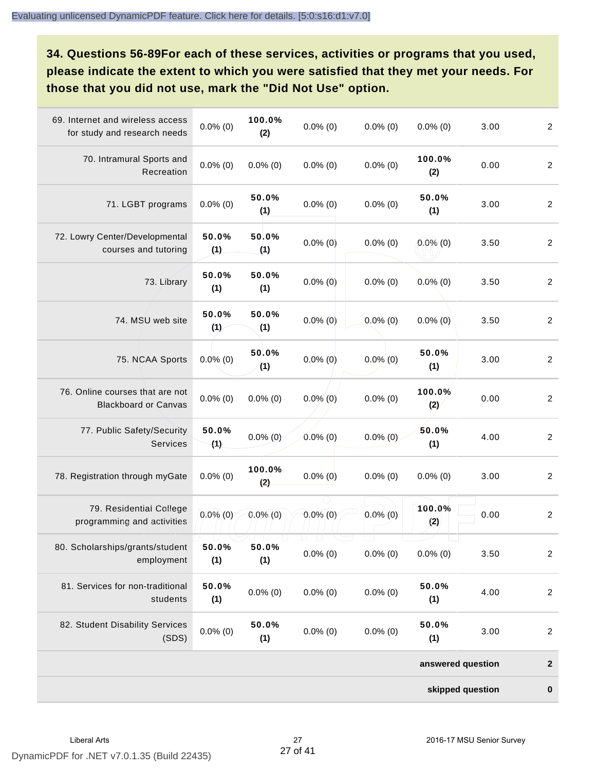**34. Questions 56-89For each of these services, activities or programs that you used, please indicate the extent to which you were satisfied that they met your needs. For those that you did not use, mark the "Did Not Use" option.**

| | | | | | | | |
|---|---|---|---|---|---|---|---|
| 69. Internet and wireless access for study and research needs | 0.0% (0) | **100.0% (2)** | 0.0% (0) | 0.0% (0) | 0.0% (0) | 3.00 | 2 |
| 70. Intramural Sports and Recreation | 0.0% (0) | 0.0% (0) | 0.0% (0) | 0.0% (0) | **100.0% (2)** | 0.00 | 2 |
| 71. LGBT programs | 0.0% (0) | **50.0% (1)** | 0.0% (0) | 0.0% (0) | **50.0% (1)** | 3.00 | 2 |
| 72. Lowry Center/Developmental courses and tutoring | **50.0% (1)** | **50.0% (1)** | 0.0% (0) | 0.0% (0) | 0.0% (0) | 3.50 | 2 |
| 73. Library | **50.0% (1)** | **50.0% (1)** | 0.0% (0) | 0.0% (0) | 0.0% (0) | 3.50 | 2 |
| 74. MSU web site | **50.0% (1)** | **50.0% (1)** | 0.0% (0) | 0.0% (0) | 0.0% (0) | 3.50 | 2 |
| 75. NCAA Sports | 0.0% (0) | **50.0% (1)** | 0.0% (0) | 0.0% (0) | **50.0% (1)** | 3.00 | 2 |
| 76. Online courses that are not Blackboard or Canvas | 0.0% (0) | 0.0% (0) | 0.0% (0) | 0.0% (0) | **100.0% (2)** | 0.00 | 2 |
| 77. Public Safety/Security Services | **50.0% (1)** | 0.0% (0) | 0.0% (0) | 0.0% (0) | **50.0% (1)** | 4.00 | 2 |
| 78. Registration through myGate | 0.0% (0) | **100.0% (2)** | 0.0% (0) | 0.0% (0) | 0.0% (0) | 3.00 | 2 |
| 79. Residential College programming and activities | 0.0% (0) | 0.0% (0) | 0.0% (0) | 0.0% (0) | **100.0% (2)** | 0.00 | 2 |
| 80. Scholarships/grants/student employment | **50.0% (1)** | **50.0% (1)** | 0.0% (0) | 0.0% (0) | 0.0% (0) | 3.50 | 2 |
| 81. Services for non-traditional students | **50.0% (1)** | 0.0% (0) | 0.0% (0) | 0.0% (0) | **50.0% (1)** | 4.00 | 2 |
| 82. Student Disability Services (SDS) | 0.0% (0) | **50.0% (1)** | 0.0% (0) | 0.0% (0) | **50.0% (1)** | 3.00 | 2 |
| | | | | | | **answered question** | **2** |
| | | | | | | **skipped question** | **0** |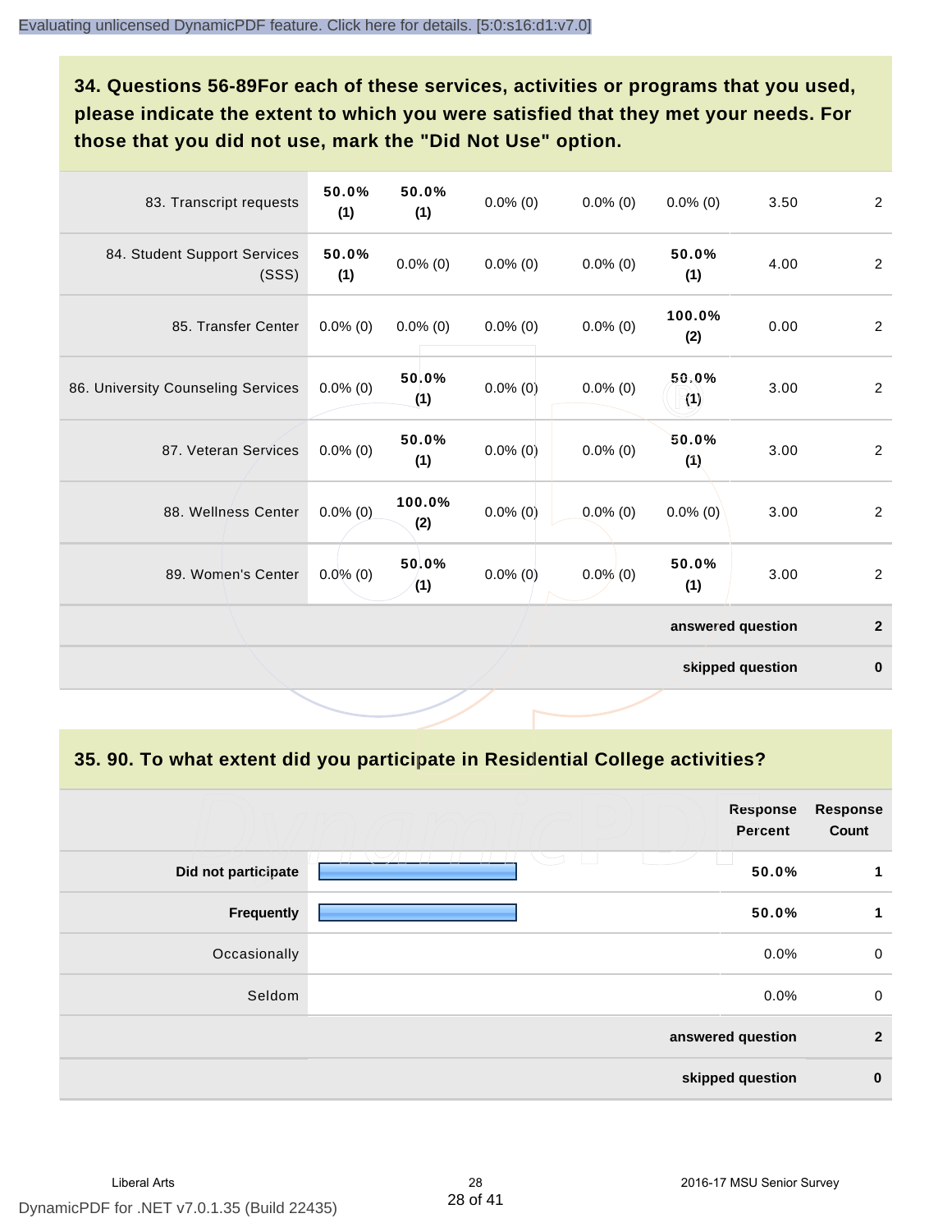Evaluating unlicensed DynamicPDF feature. Click here for details. [5:0:s16:d1:v7.0]

## 34. Questions 56-89For each of these services, activities or programs that you used, please indicate the extent to which you were satisfied that they met your needs. For those that you did not use, mark the "Did Not Use" option.

| | | | | | | | |
|---|---|---|---|---|---|---|---|
| 83. Transcript requests | **50.0% (1)** | **50.0% (1)** | 0.0% (0) | 0.0% (0) | 0.0% (0) | 3.50 | 2 |
| 84. Student Support Services (SSS) | **50.0% (1)** | 0.0% (0) | 0.0% (0) | 0.0% (0) | **50.0% (1)** | 4.00 | 2 |
| 85. Transfer Center | 0.0% (0) | 0.0% (0) | 0.0% (0) | 0.0% (0) | **100.0% (2)** | 0.00 | 2 |
| 86. University Counseling Services | 0.0% (0) | **50.0% (1)** | 0.0% (0) | 0.0% (0) | **50.0% (1)** | 3.00 | 2 |
| 87. Veteran Services | 0.0% (0) | **50.0% (1)** | 0.0% (0) | 0.0% (0) | **50.0% (1)** | 3.00 | 2 |
| 88. Wellness Center | 0.0% (0) | **100.0% (2)** | 0.0% (0) | 0.0% (0) | 0.0% (0) | 3.00 | 2 |
| 89. Women's Center | 0.0% (0) | **50.0% (1)** | 0.0% (0) | 0.0% (0) | **50.0% (1)** | 3.00 | 2 |
| | | | | | | **answered question** | **2** |
| | | | | | | **skipped question** | **0** |

## 35. 90. To what extent did you participate in Residential College activities?

| | Response Percent | Response Count |
|---|---|---|
| **Did not participate** | **50.0%** | **1** |
| **Frequently** | **50.0%** | **1** |
| Occasionally | 0.0% | 0 |
| Seldom | 0.0% | 0 |
| **answered question** | | **2** |
| **skipped question** | | **0** |

Liberal Arts | 2016-17 MSU Senior Survey

DynamicPDF for .NET v7.0.1.35 (Build 22435)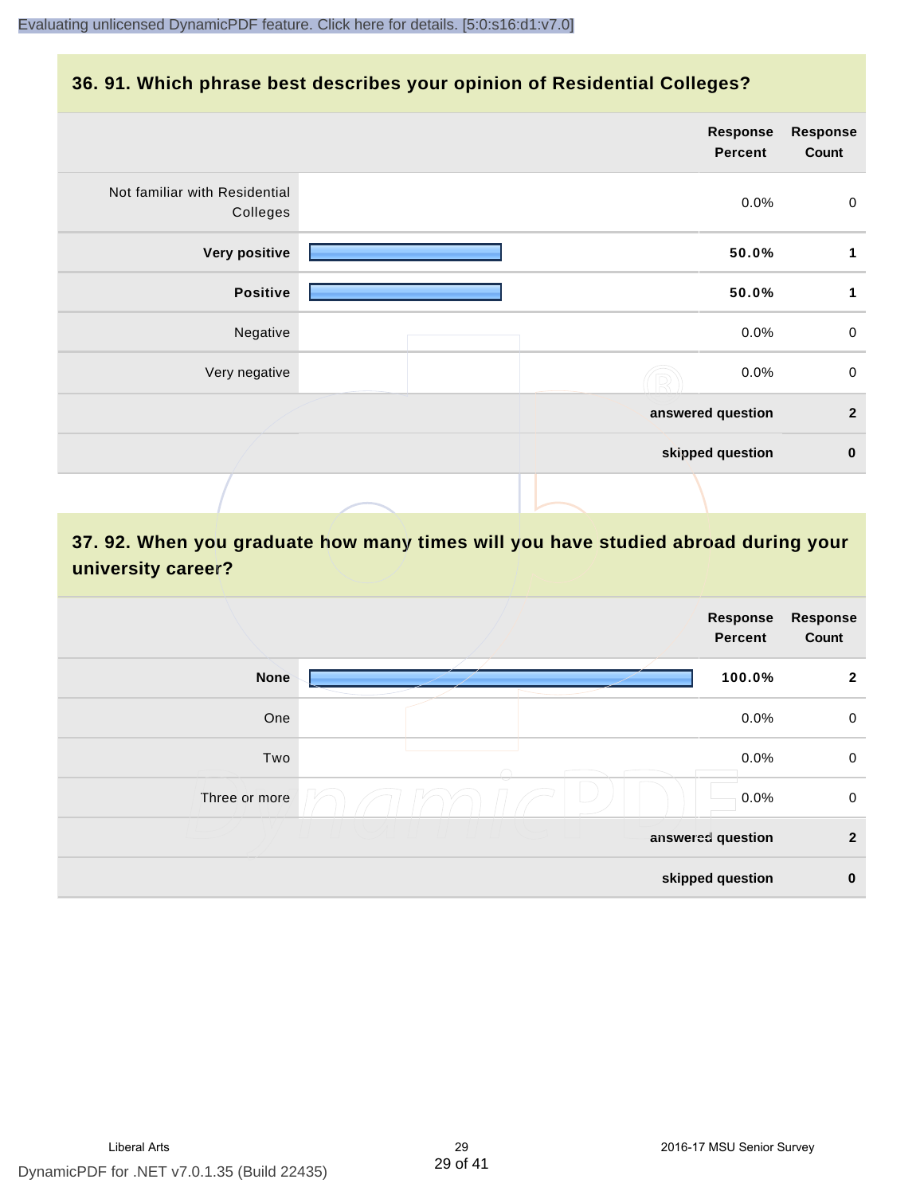## 36. 91. Which phrase best describes your opinion of Residential Colleges?

| | Response Percent | Response Count |
|---|---|---|
| Not familiar with Residential Colleges | 0.0% | 0 |
| **Very positive** | **50.0%** | **1** |
| **Positive** | **50.0%** | **1** |
| Negative | 0.0% | 0 |
| Very negative | 0.0% | 0 |
| **answered question** | | **2** |
| **skipped question** | | **0** |

## 37. 92. When you graduate how many times will you have studied abroad during your university career?

| | Response Percent | Response Count |
|---|---|---|
| **None** | **100.0%** | **2** |
| One | 0.0% | 0 |
| Two | 0.0% | 0 |
| Three or more | 0.0% | 0 |
| **answered question** | | **2** |
| **skipped question** | | **0** |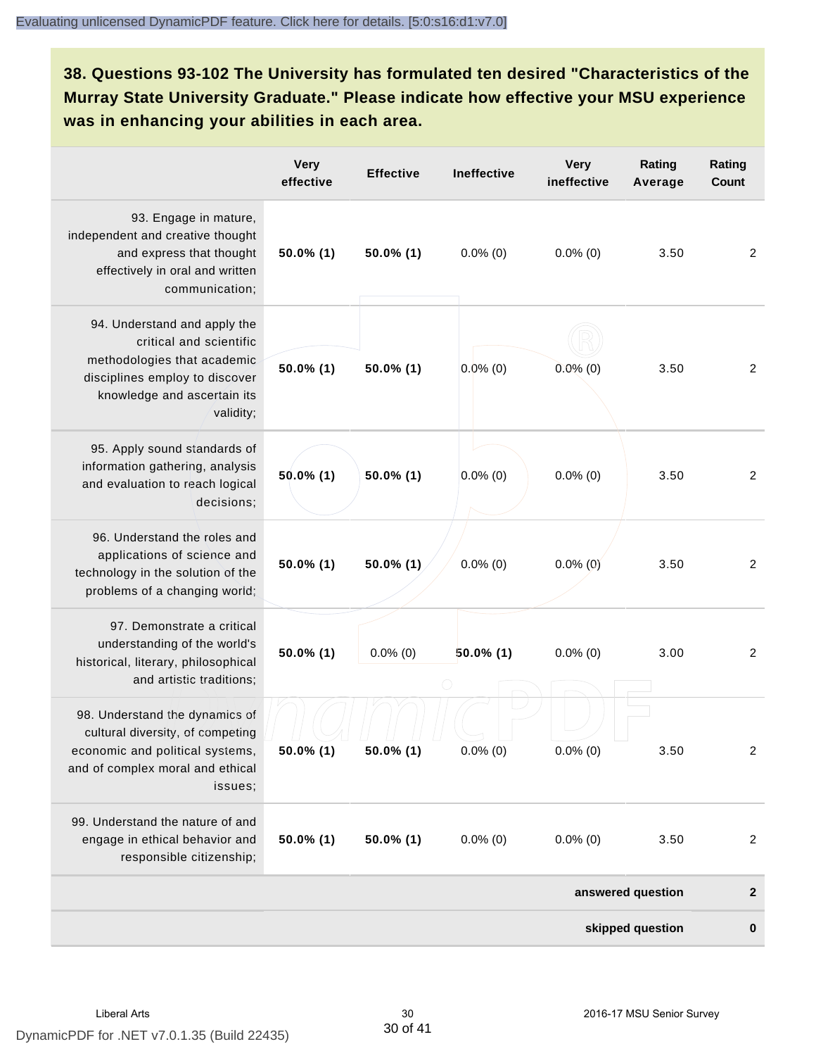## 38. Questions 93-102 The University has formulated ten desired "Characteristics of the Murray State University Graduate." Please indicate how effective your MSU experience was in enhancing your abilities in each area.

| | Very effective | Effective | Ineffective | Very ineffective | Rating Average | Rating Count |
|---|---|---|---|---|---|---|
| 93. Engage in mature, independent and creative thought and express that thought effectively in oral and written communication; | **50.0% (1)** | **50.0% (1)** | 0.0% (0) | 0.0% (0) | 3.50 | 2 |
| 94. Understand and apply the critical and scientific methodologies that academic disciplines employ to discover knowledge and ascertain its validity; | **50.0% (1)** | **50.0% (1)** | 0.0% (0) | 0.0% (0) | 3.50 | 2 |
| 95. Apply sound standards of information gathering, analysis and evaluation to reach logical decisions; | **50.0% (1)** | **50.0% (1)** | 0.0% (0) | 0.0% (0) | 3.50 | 2 |
| 96. Understand the roles and applications of science and technology in the solution of the problems of a changing world; | **50.0% (1)** | **50.0% (1)** | 0.0% (0) | 0.0% (0) | 3.50 | 2 |
| 97. Demonstrate a critical understanding of the world's historical, literary, philosophical and artistic traditions; | **50.0% (1)** | 0.0% (0) | **50.0% (1)** | 0.0% (0) | 3.00 | 2 |
| 98. Understand the dynamics of cultural diversity, of competing economic and political systems, and of complex moral and ethical issues; | **50.0% (1)** | **50.0% (1)** | 0.0% (0) | 0.0% (0) | 3.50 | 2 |
| 99. Understand the nature of and engage in ethical behavior and responsible citizenship; | **50.0% (1)** | **50.0% (1)** | 0.0% (0) | 0.0% (0) | 3.50 | 2 |
| | | | | | **answered question** | **2** |
| | | | | | **skipped question** | **0** |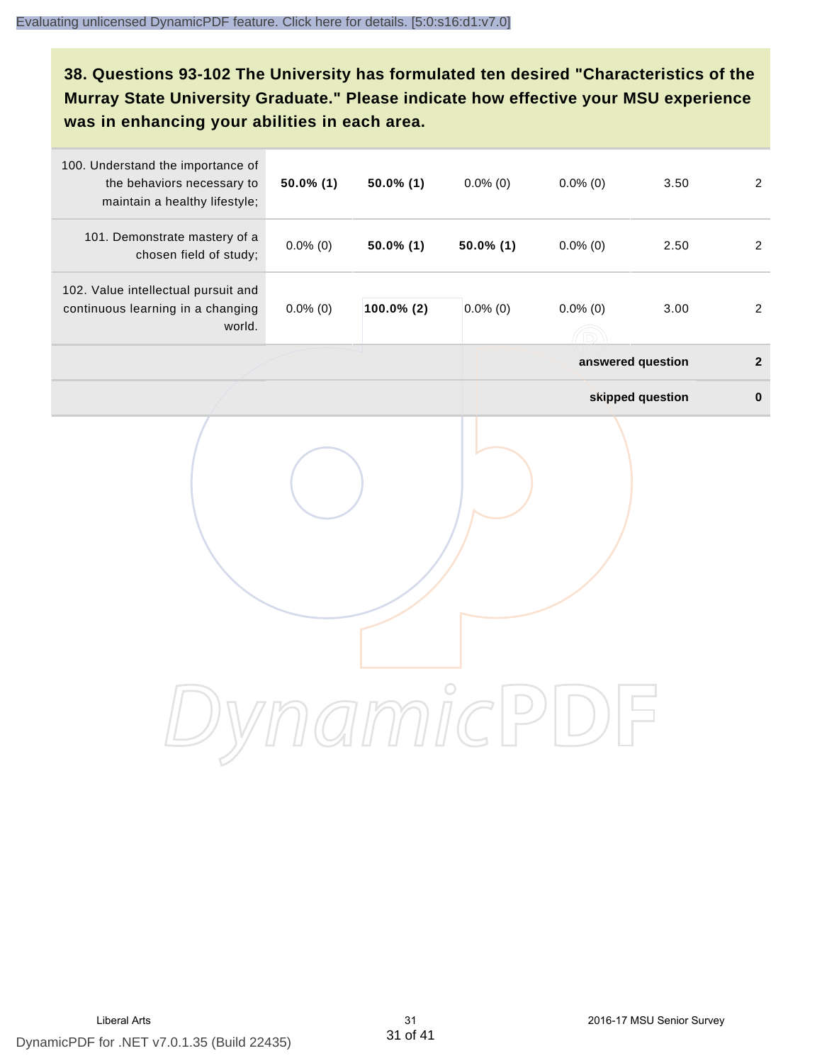### 38. Questions 93-102 The University has formulated ten desired "Characteristics of the Murray State University Graduate." Please indicate how effective your MSU experience was in enhancing your abilities in each area.

| | | | | | | |
|---|---|---|---|---|---|---|
| 100. Understand the importance of the behaviors necessary to maintain a healthy lifestyle; | **50.0% (1)** | **50.0% (1)** | 0.0% (0) | 0.0% (0) | 3.50 | 2 |
| 101. Demonstrate mastery of a chosen field of study; | 0.0% (0) | **50.0% (1)** | **50.0% (1)** | 0.0% (0) | 2.50 | 2 |
| 102. Value intellectual pursuit and continuous learning in a changing world. | 0.0% (0) | **100.0% (2)** | 0.0% (0) | 0.0% (0) | 3.00 | 2 |
| | | | | | **answered question** | **2** |
| | | | | | **skipped question** | **0** |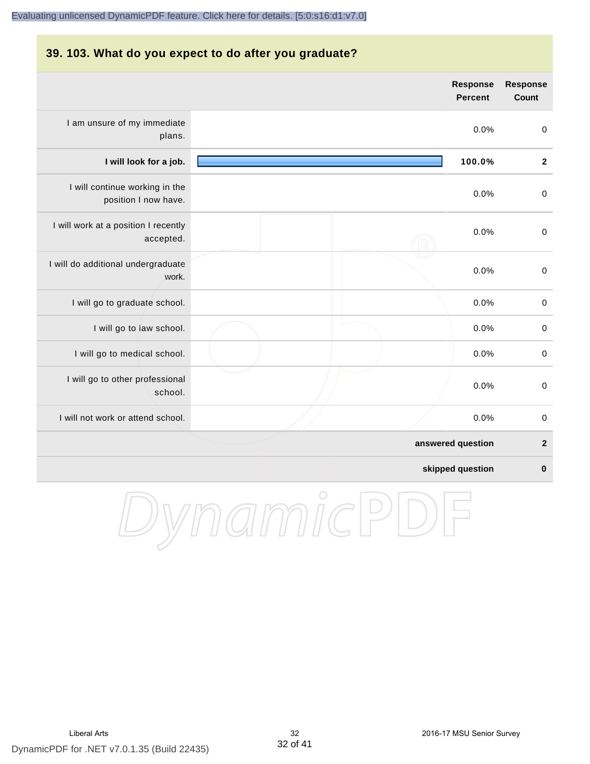## 39. 103. What do you expect to do after you graduate?

| | Response Percent | Response Count |
|---|---|---|
| I am unsure of my immediate plans. | 0.0% | 0 |
| **I will look for a job.** | **100.0%** | **2** |
| I will continue working in the position I now have. | 0.0% | 0 |
| I will work at a position I recently accepted. | 0.0% | 0 |
| I will do additional undergraduate work. | 0.0% | 0 |
| I will go to graduate school. | 0.0% | 0 |
| I will go to law school. | 0.0% | 0 |
| I will go to medical school. | 0.0% | 0 |
| I will go to other professional school. | 0.0% | 0 |
| I will not work or attend school. | 0.0% | 0 |
| **answered question** | | **2** |
| **skipped question** | | **0** |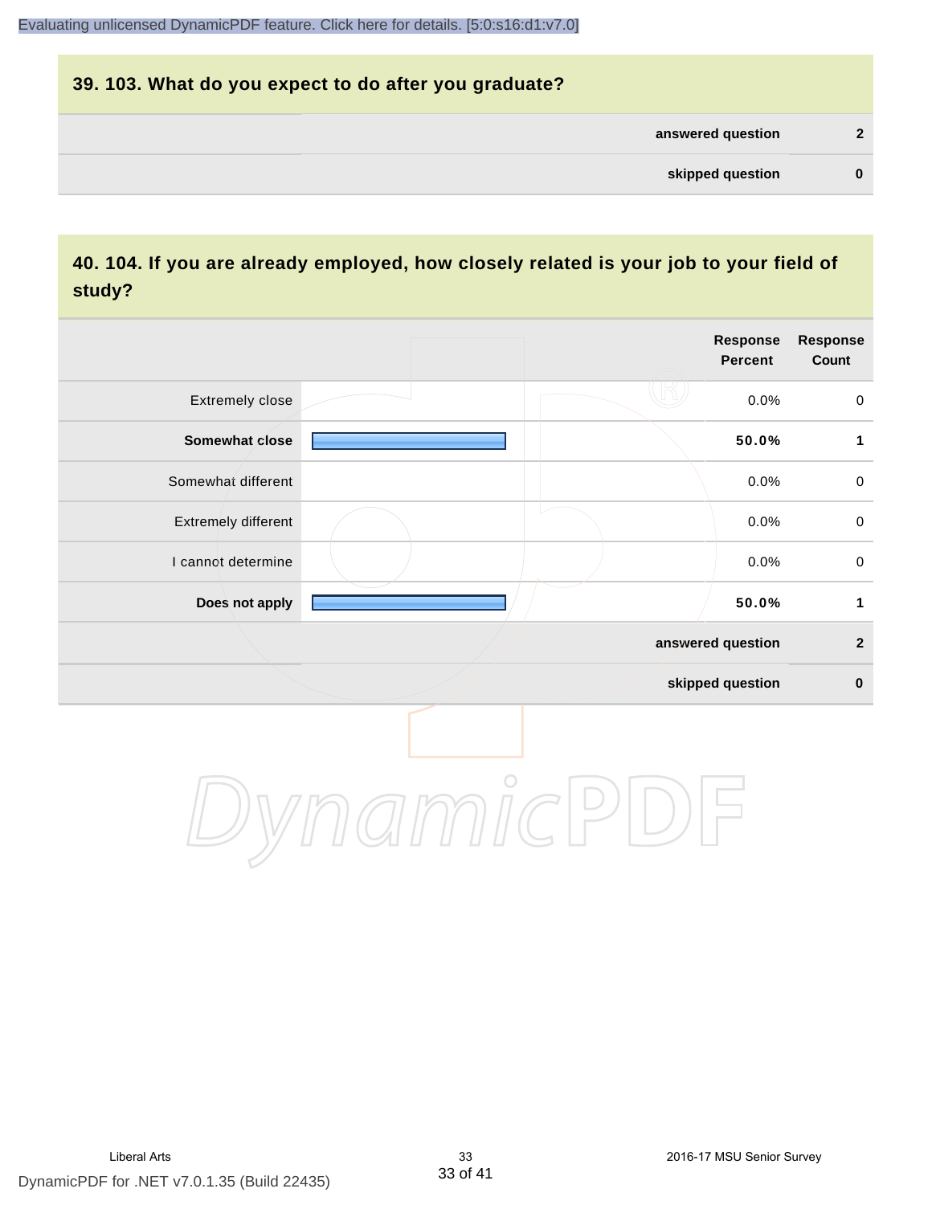## 39. 103. What do you expect to do after you graduate?

| | |
|---|---|
| answered question | 2 |
| skipped question | 0 |

## 40. 104. If you are already employed, how closely related is your job to your field of study?

| | Response Percent | Response Count |
|---|---|---|
| Extremely close | 0.0% | 0 |
| **Somewhat close** | **50.0%** | **1** |
| Somewhat different | 0.0% | 0 |
| Extremely different | 0.0% | 0 |
| I cannot determine | 0.0% | 0 |
| **Does not apply** | **50.0%** | **1** |
| | answered question | 2 |
| | skipped question | 0 |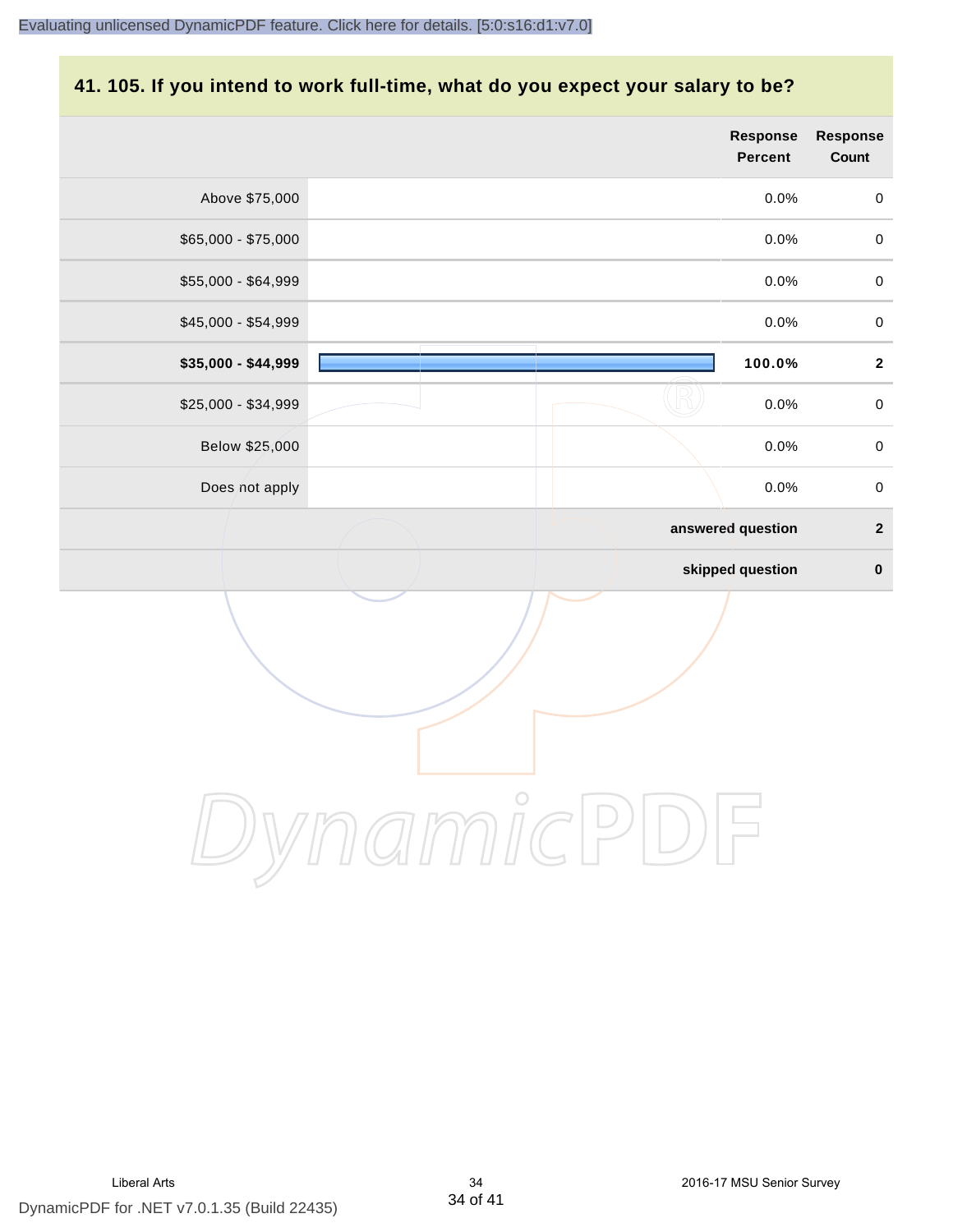## 41. 105. If you intend to work full-time, what do you expect your salary to be?

| | Response Percent | Response Count |
|---|---|---|
| Above $75,000 | 0.0% | 0 |
| $65,000 - $75,000 | 0.0% | 0 |
| $55,000 - $64,999 | 0.0% | 0 |
| $45,000 - $54,999 | 0.0% | 0 |
| **$35,000 - $44,999** | **100.0%** | **2** |
| $25,000 - $34,999 | 0.0% | 0 |
| Below $25,000 | 0.0% | 0 |
| Does not apply | 0.0% | 0 |
| | **answered question** | **2** |
| | **skipped question** | **0** |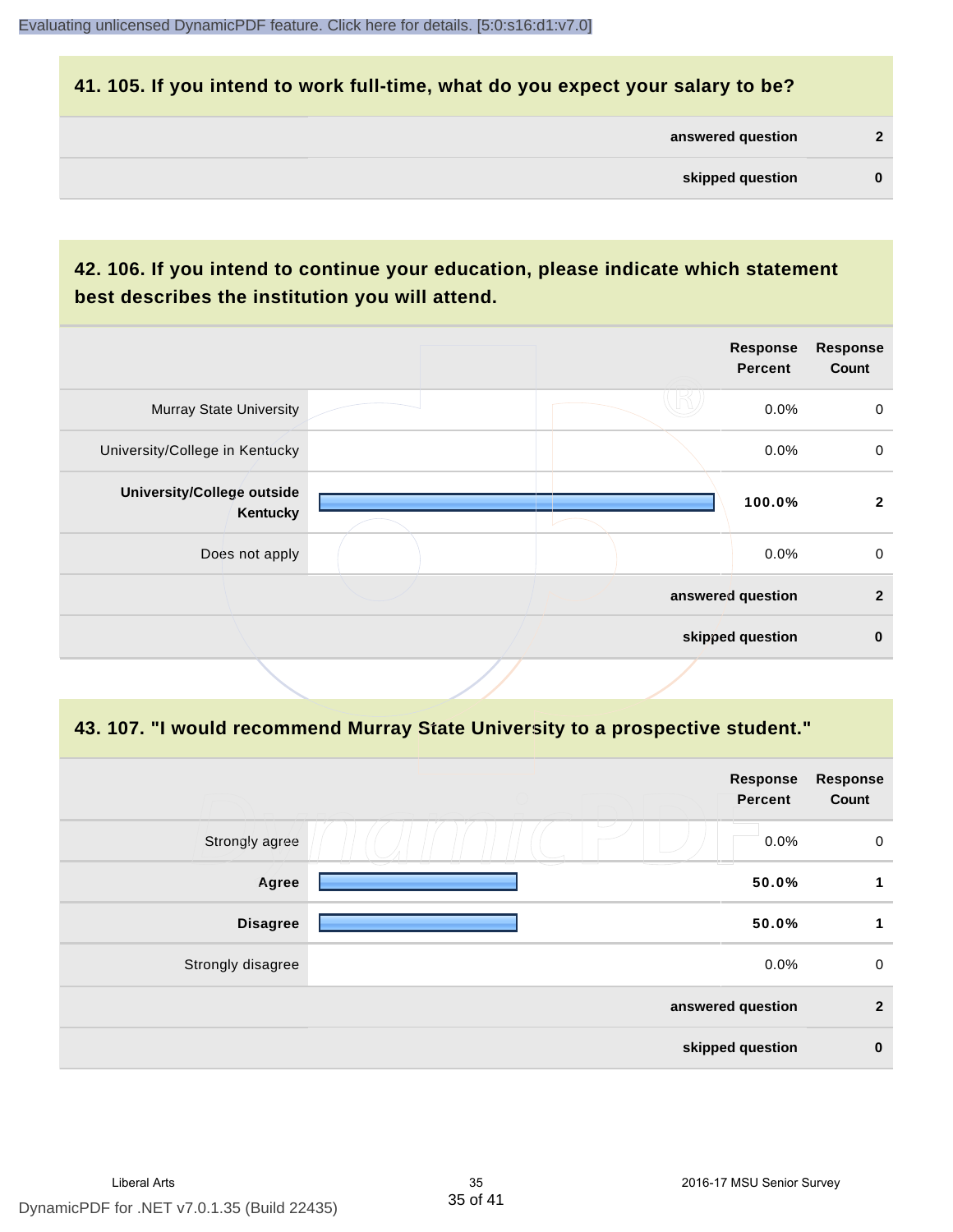## 41. 105. If you intend to work full-time, what do you expect your salary to be?

| | |
|---|---|
| **answered question** | **2** |
| **skipped question** | **0** |

## 42. 106. If you intend to continue your education, please indicate which statement best describes the institution you will attend.

| | Response Percent | Response Count |
|---|---|---|
| Murray State University | 0.0% | 0 |
| University/College in Kentucky | 0.0% | 0 |
| **University/College outside Kentucky** | **100.0%** | **2** |
| Does not apply | 0.0% | 0 |
| **answered question** | | **2** |
| **skipped question** | | **0** |

## 43. 107. "I would recommend Murray State University to a prospective student."

| | Response Percent | Response Count |
|---|---|---|
| Strongly agree | 0.0% | 0 |
| **Agree** | **50.0%** | **1** |
| **Disagree** | **50.0%** | **1** |
| Strongly disagree | 0.0% | 0 |
| **answered question** | | **2** |
| **skipped question** | | **0** |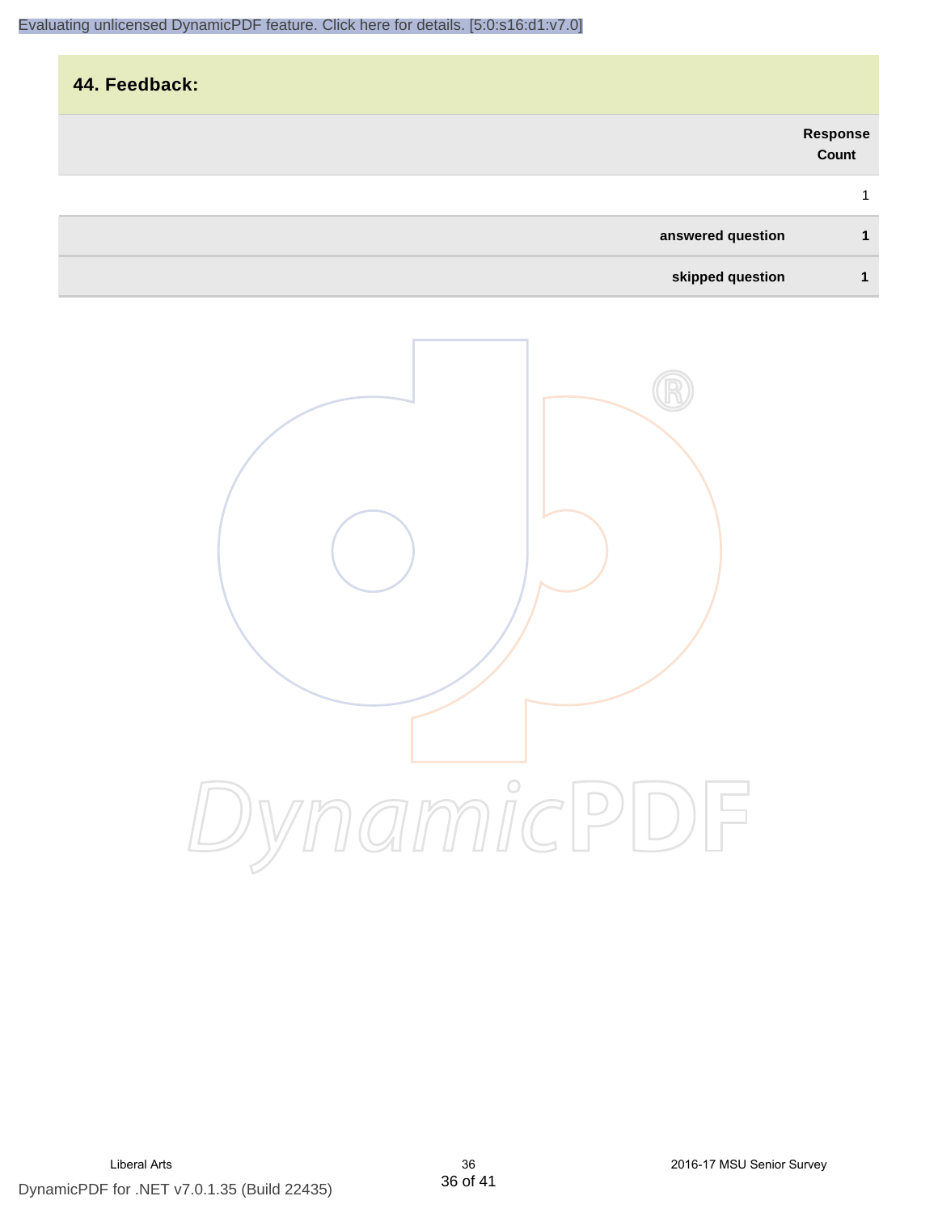## 44. Feedback:

| | Response Count |
|---|---|
| | 1 |
| **answered question** | **1** |
| **skipped question** | **1** |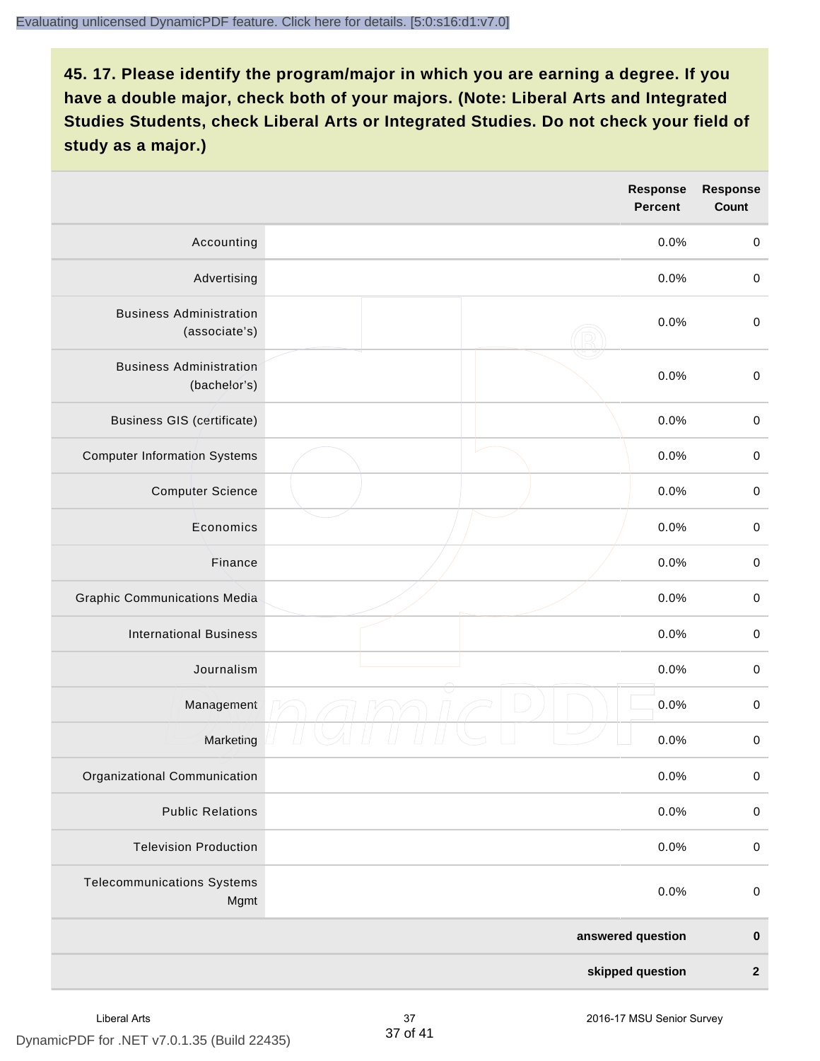**45. 17. Please identify the program/major in which you are earning a degree. If you have a double major, check both of your majors. (Note: Liberal Arts and Integrated Studies Students, check Liberal Arts or Integrated Studies. Do not check your field of study as a major.)**

| | Response Percent | Response Count |
|---|---|---|
| Accounting | 0.0% | 0 |
| Advertising | 0.0% | 0 |
| Business Administration (associate's) | 0.0% | 0 |
| Business Administration (bachelor's) | 0.0% | 0 |
| Business GIS (certificate) | 0.0% | 0 |
| Computer Information Systems | 0.0% | 0 |
| Computer Science | 0.0% | 0 |
| Economics | 0.0% | 0 |
| Finance | 0.0% | 0 |
| Graphic Communications Media | 0.0% | 0 |
| International Business | 0.0% | 0 |
| Journalism | 0.0% | 0 |
| Management | 0.0% | 0 |
| Marketing | 0.0% | 0 |
| Organizational Communication | 0.0% | 0 |
| Public Relations | 0.0% | 0 |
| Television Production | 0.0% | 0 |
| Telecommunications Systems Mgmt | 0.0% | 0 |
| **answered question** | | **0** |
| **skipped question** | | **2** |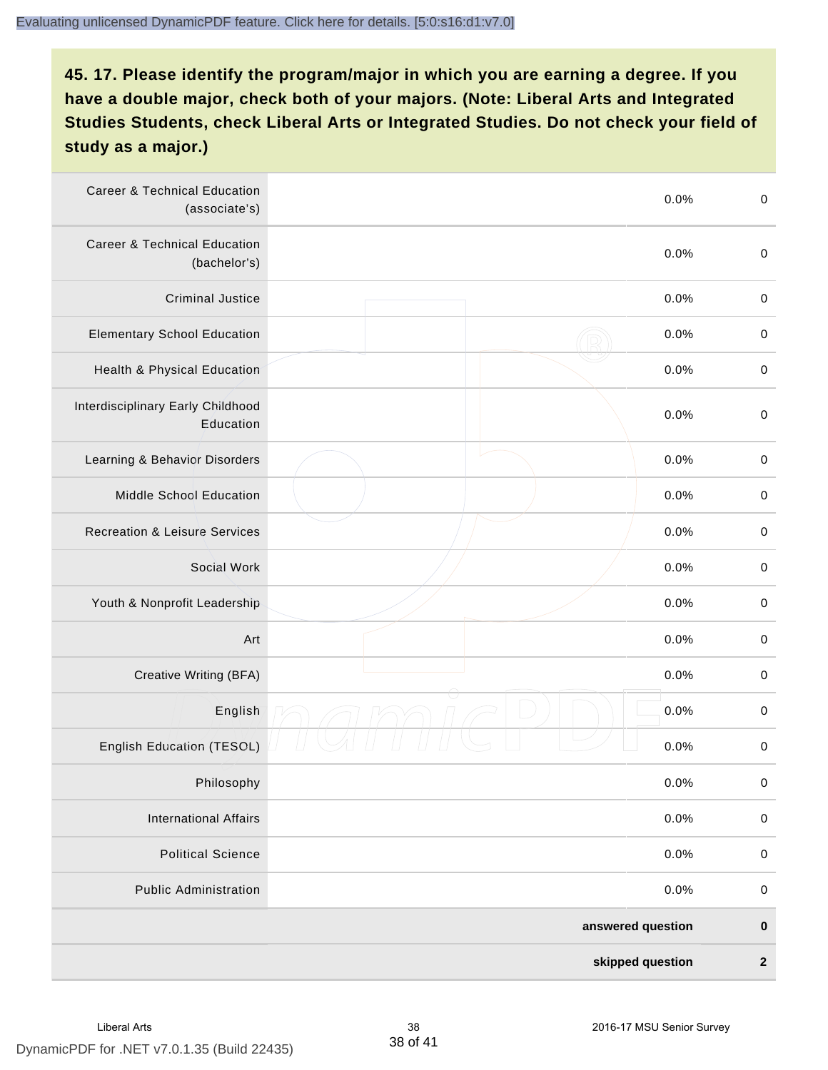**45. 17. Please identify the program/major in which you are earning a degree. If you have a double major, check both of your majors. (Note: Liberal Arts and Integrated Studies Students, check Liberal Arts or Integrated Studies. Do not check your field of study as a major.)**

| | | | |
|---|---|---|---|
| Career & Technical Education (associate's) | | 0.0% | 0 |
| Career & Technical Education (bachelor's) | | 0.0% | 0 |
| Criminal Justice | | 0.0% | 0 |
| Elementary School Education | | 0.0% | 0 |
| Health & Physical Education | | 0.0% | 0 |
| Interdisciplinary Early Childhood Education | | 0.0% | 0 |
| Learning & Behavior Disorders | | 0.0% | 0 |
| Middle School Education | | 0.0% | 0 |
| Recreation & Leisure Services | | 0.0% | 0 |
| Social Work | | 0.0% | 0 |
| Youth & Nonprofit Leadership | | 0.0% | 0 |
| Art | | 0.0% | 0 |
| Creative Writing (BFA) | | 0.0% | 0 |
| English | | 0.0% | 0 |
| English Education (TESOL) | | 0.0% | 0 |
| Philosophy | | 0.0% | 0 |
| International Affairs | | 0.0% | 0 |
| Political Science | | 0.0% | 0 |
| Public Administration | | 0.0% | 0 |
| | | **answered question** | **0** |
| | | **skipped question** | **2** |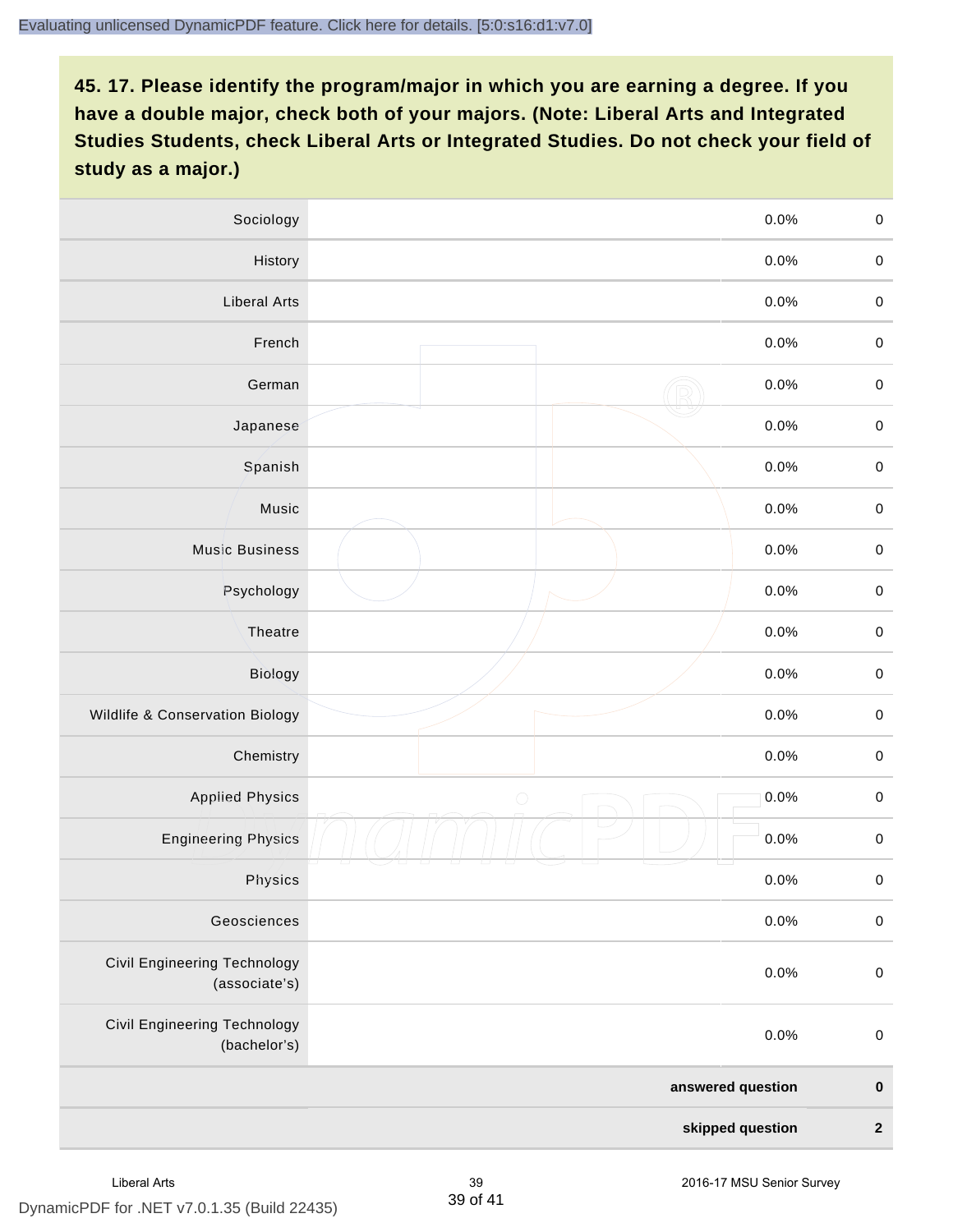Evaluating unlicensed DynamicPDF feature. Click here for details. [5:0:s16:d1:v7.0]

**45. 17. Please identify the program/major in which you are earning a degree. If you have a double major, check both of your majors. (Note: Liberal Arts and Integrated Studies Students, check Liberal Arts or Integrated Studies. Do not check your field of study as a major.)**

| | | | |
|---|---|---|---|
| Sociology | | 0.0% | 0 |
| History | | 0.0% | 0 |
| Liberal Arts | | 0.0% | 0 |
| French | | 0.0% | 0 |
| German | | 0.0% | 0 |
| Japanese | | 0.0% | 0 |
| Spanish | | 0.0% | 0 |
| Music | | 0.0% | 0 |
| Music Business | | 0.0% | 0 |
| Psychology | | 0.0% | 0 |
| Theatre | | 0.0% | 0 |
| Biology | | 0.0% | 0 |
| Wildlife & Conservation Biology | | 0.0% | 0 |
| Chemistry | | 0.0% | 0 |
| Applied Physics | | 0.0% | 0 |
| Engineering Physics | | 0.0% | 0 |
| Physics | | 0.0% | 0 |
| Geosciences | | 0.0% | 0 |
| Civil Engineering Technology (associate's) | | 0.0% | 0 |
| Civil Engineering Technology (bachelor's) | | 0.0% | 0 |
| | | **answered question** | **0** |
| | | **skipped question** | **2** |

DynamicPDF for .NET v7.0.1.35 (Build 22435)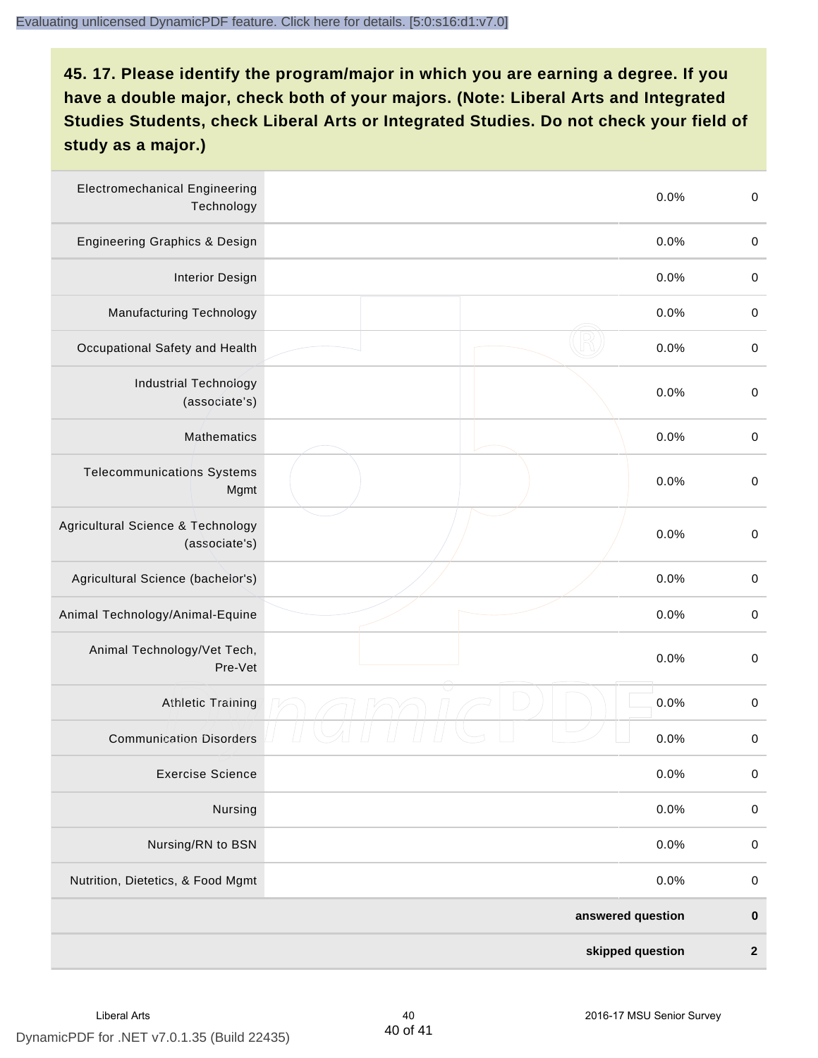## 45. 17. Please identify the program/major in which you are earning a degree. If you have a double major, check both of your majors. (Note: Liberal Arts and Integrated Studies Students, check Liberal Arts or Integrated Studies. Do not check your field of study as a major.)

| Program/Major | | Percent | Count |
|---|---|---|---|
| Electromechanical Engineering Technology | | 0.0% | 0 |
| Engineering Graphics & Design | | 0.0% | 0 |
| Interior Design | | 0.0% | 0 |
| Manufacturing Technology | | 0.0% | 0 |
| Occupational Safety and Health | | 0.0% | 0 |
| Industrial Technology (associate's) | | 0.0% | 0 |
| Mathematics | | 0.0% | 0 |
| Telecommunications Systems Mgmt | | 0.0% | 0 |
| Agricultural Science & Technology (associate's) | | 0.0% | 0 |
| Agricultural Science (bachelor's) | | 0.0% | 0 |
| Animal Technology/Animal-Equine | | 0.0% | 0 |
| Animal Technology/Vet Tech, Pre-Vet | | 0.0% | 0 |
| Athletic Training | | 0.0% | 0 |
| Communication Disorders | | 0.0% | 0 |
| Exercise Science | | 0.0% | 0 |
| Nursing | | 0.0% | 0 |
| Nursing/RN to BSN | | 0.0% | 0 |
| Nutrition, Dietetics, & Food Mgmt | | 0.0% | 0 |
| | | **answered question** | **0** |
| | | **skipped question** | **2** |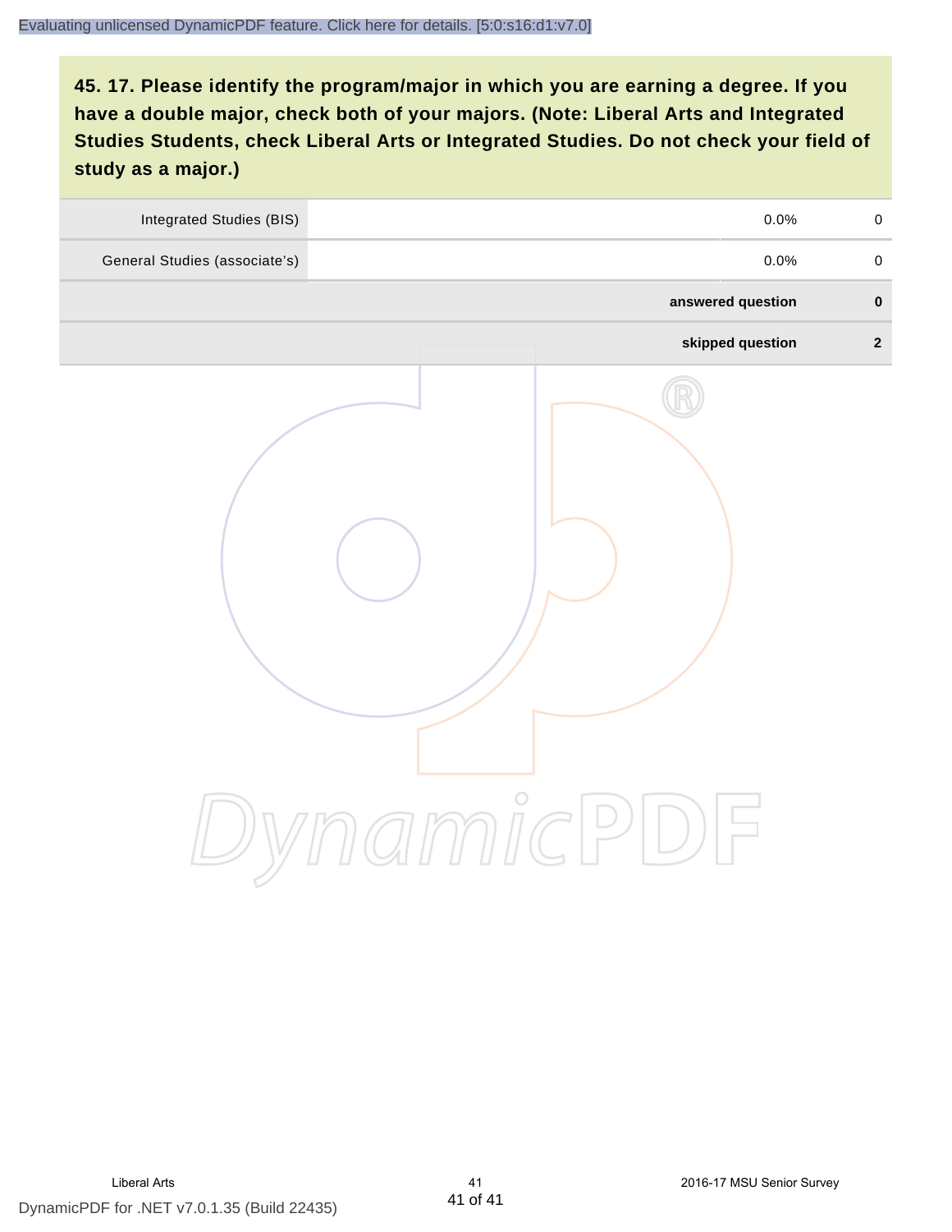Evaluating unlicensed DynamicPDF feature. Click here for details. [5:0:s16:d1:v7.0]

**45. 17. Please identify the program/major in which you are earning a degree. If you have a double major, check both of your majors. (Note: Liberal Arts and Integrated Studies Students, check Liberal Arts or Integrated Studies. Do not check your field of study as a major.)**

| | | |
|---|---|---|
| Integrated Studies (BIS) | 0.0% | 0 |
| General Studies (associate's) | 0.0% | 0 |
| | **answered question** | **0** |
| | **skipped question** | **2** |